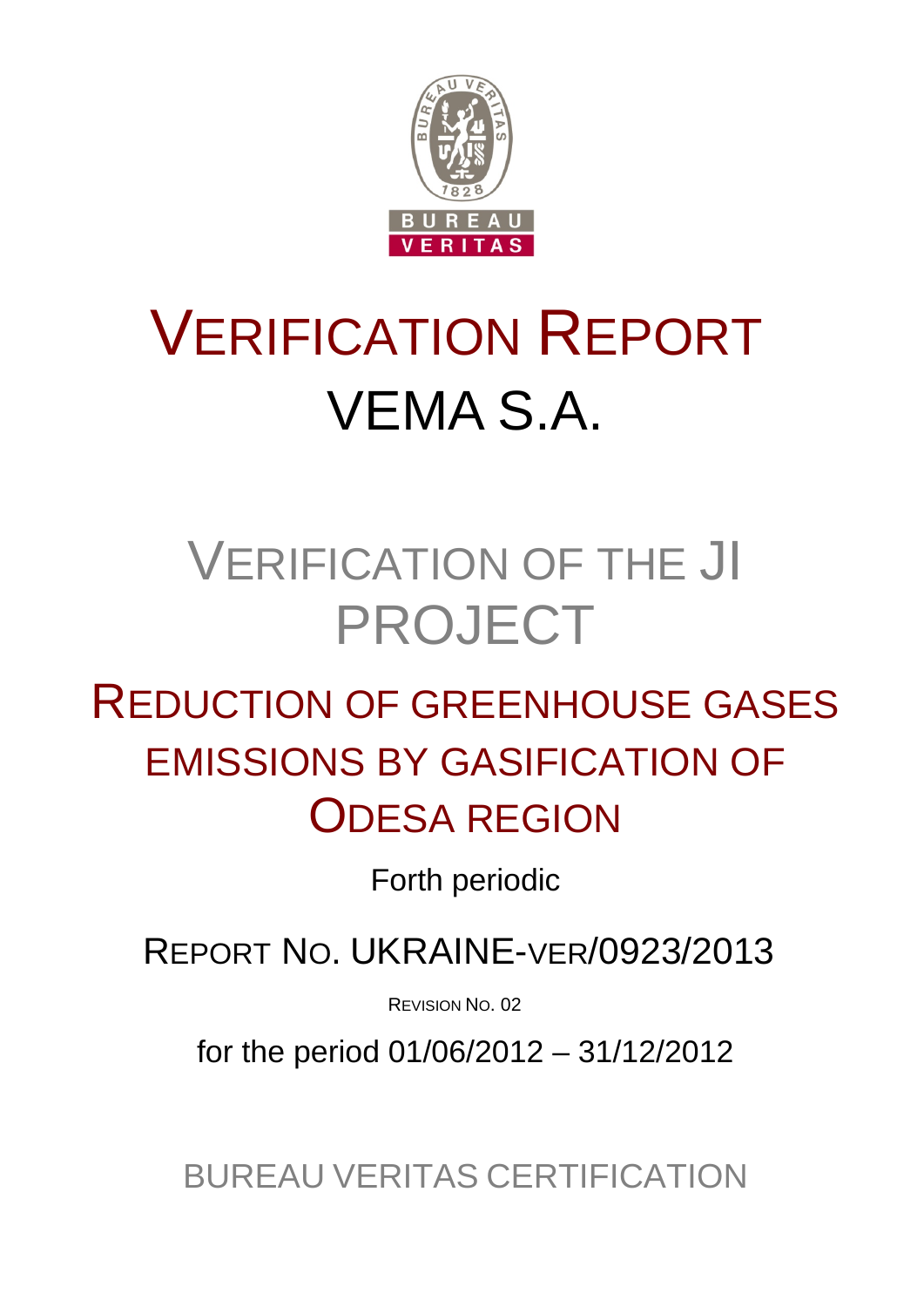# VERIFICATION REPORT

# VEMA S.A.

## VERIFICATION OF THE JI PROJECT

## REDUCTION OF GREENHOUSE GASES EMISSIONS BY GASIFICATION OF ODESA REGION

Forth periodic

REPORT NO. UKRAINE-VER/0923/2013

REVISION NO. 02

for the period 01/06/2012 – 31/12/2012

BUREAU VERITAS CERTIFICATION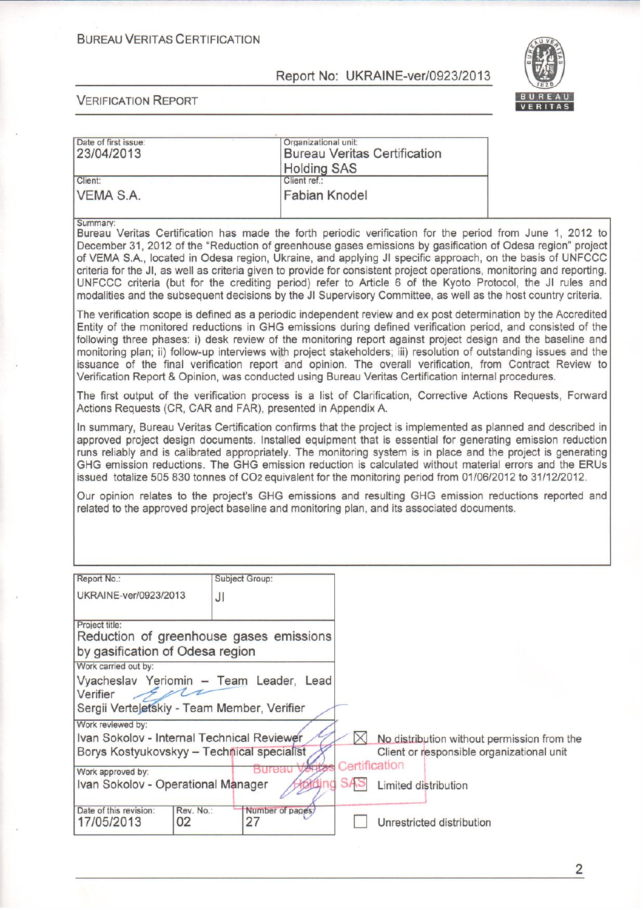BUREAU VERITAS CERTIFICATION

Report No: UKRAINE-ver/0923/2013

VERIFICATION REPORT

| Date of first issue: 23/04/2013 | Organizational unit: Bureau Veritas Certification Holding SAS |
|---|---|
| Client: VEMA S.A. | Client ref.: Fabian Knodel |

Summary:

Bureau Veritas Certification has made the forth periodic verification for the period from June 1, 2012 to December 31, 2012 of the "Reduction of greenhouse gases emissions by gasification of Odesa region" project of VEMA S.A., located in Odesa region, Ukraine, and applying JI specific approach, on the basis of UNFCCC criteria for the JI, as well as criteria given to provide for consistent project operations, monitoring and reporting. UNFCCC criteria (but for the crediting period) refer to Article 6 of the Kyoto Protocol, the JI rules and modalities and the subsequent decisions by the JI Supervisory Committee, as well as the host country criteria.

The verification scope is defined as a periodic independent review and ex post determination by the Accredited Entity of the monitored reductions in GHG emissions during defined verification period, and consisted of the following three phases: i) desk review of the monitoring report against project design and the baseline and monitoring plan; ii) follow-up interviews with project stakeholders; iii) resolution of outstanding issues and the issuance of the final verification report and opinion. The overall verification, from Contract Review to Verification Report & Opinion, was conducted using Bureau Veritas Certification internal procedures.

The first output of the verification process is a list of Clarification, Corrective Actions Requests, Forward Actions Requests (CR, CAR and FAR), presented in Appendix A.

In summary, Bureau Veritas Certification confirms that the project is implemented as planned and described in approved project design documents. Installed equipment that is essential for generating emission reduction runs reliably and is calibrated appropriately. The monitoring system is in place and the project is generating GHG emission reductions. The GHG emission reduction is calculated without material errors and the ERUs issued totalize 505 830 tonnes of $CO_2$ equivalent for the monitoring period from 01/06/2012 to 31/12/2012.

Our opinion relates to the project's GHG emissions and resulting GHG emission reductions reported and related to the approved project baseline and monitoring plan, and its associated documents.

| Report No.: UKRAINE-ver/0923/2013 | Subject Group: JI |
|---|---|

Project title:
Reduction of greenhouse gases emissions by gasification of Odesa region

Work carried out by:
Vyacheslav Yeriomin – Team Leader, Lead Verifier
Sergii Verteletskiy - Team Member, Verifier

Work reviewed by:
Ivan Sokolov - Internal Technical Reviewer
Borys Kostyukovskyy – Technical specialist

Work approved by:
Ivan Sokolov - Operational Manager

| Date of this revision: 17/05/2013 | Rev. No.: 02 | Number of pages: 27 |
|---|---|---|

- [x] No distribution without permission from the Client or responsible organizational unit
- [ ] Limited distribution
- [ ] Unrestricted distribution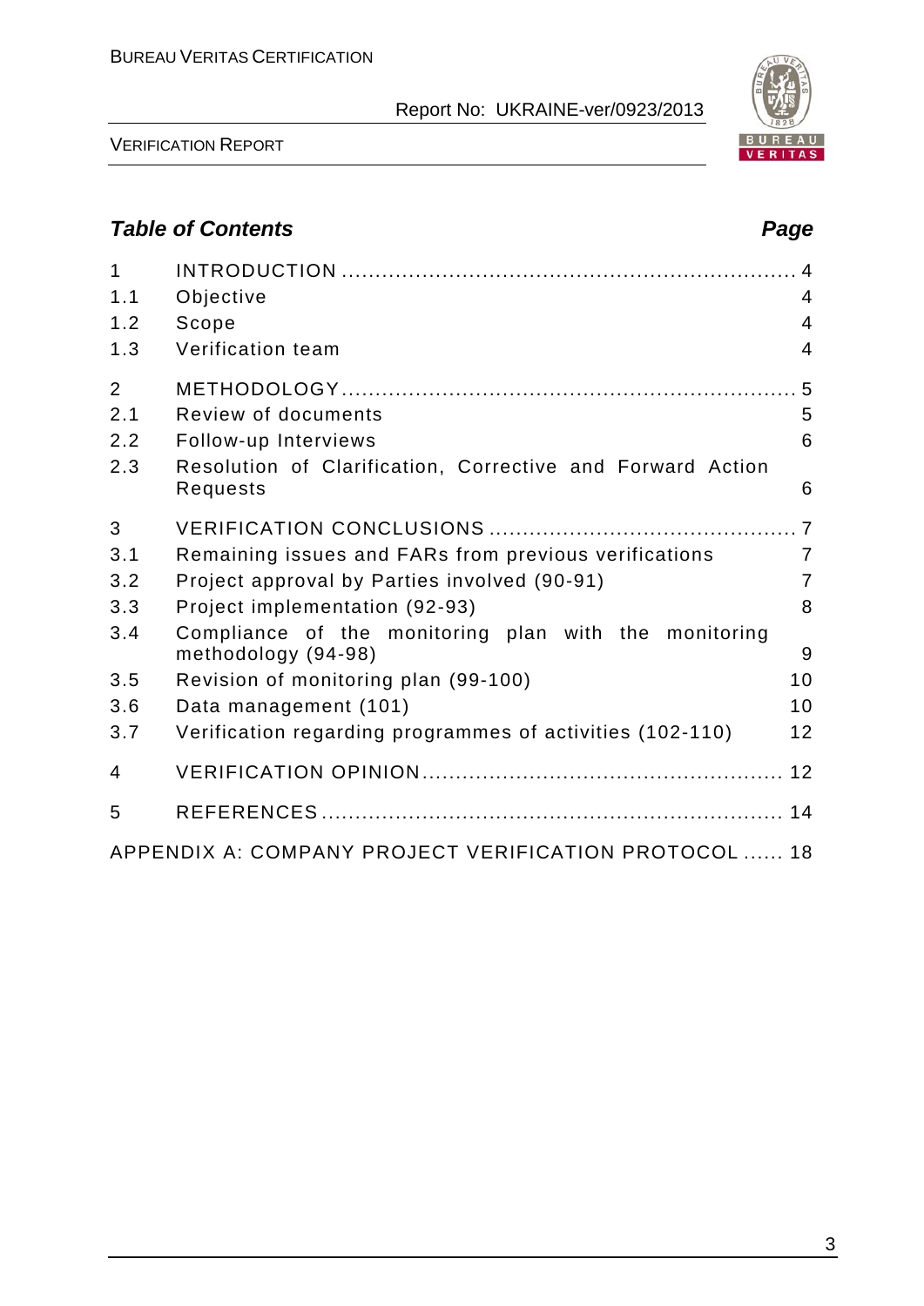## *Table of Contents* *Page*

| | | |
|---|---|---|
| 1 | INTRODUCTION | 4 |
| 1.1 | Objective | 4 |
| 1.2 | Scope | 4 |
| 1.3 | Verification team | 4 |
| 2 | METHODOLOGY | 5 |
| 2.1 | Review of documents | 5 |
| 2.2 | Follow-up Interviews | 6 |
| 2.3 | Resolution of Clarification, Corrective and Forward Action Requests | 6 |
| 3 | VERIFICATION CONCLUSIONS | 7 |
| 3.1 | Remaining issues and FARs from previous verifications | 7 |
| 3.2 | Project approval by Parties involved (90-91) | 7 |
| 3.3 | Project implementation (92-93) | 8 |
| 3.4 | Compliance of the monitoring plan with the monitoring methodology (94-98) | 9 |
| 3.5 | Revision of monitoring plan (99-100) | 10 |
| 3.6 | Data management (101) | 10 |
| 3.7 | Verification regarding programmes of activities (102-110) | 12 |
| 4 | VERIFICATION OPINION | 12 |
| 5 | REFERENCES | 14 |
| | APPENDIX A: COMPANY PROJECT VERIFICATION PROTOCOL | 18 |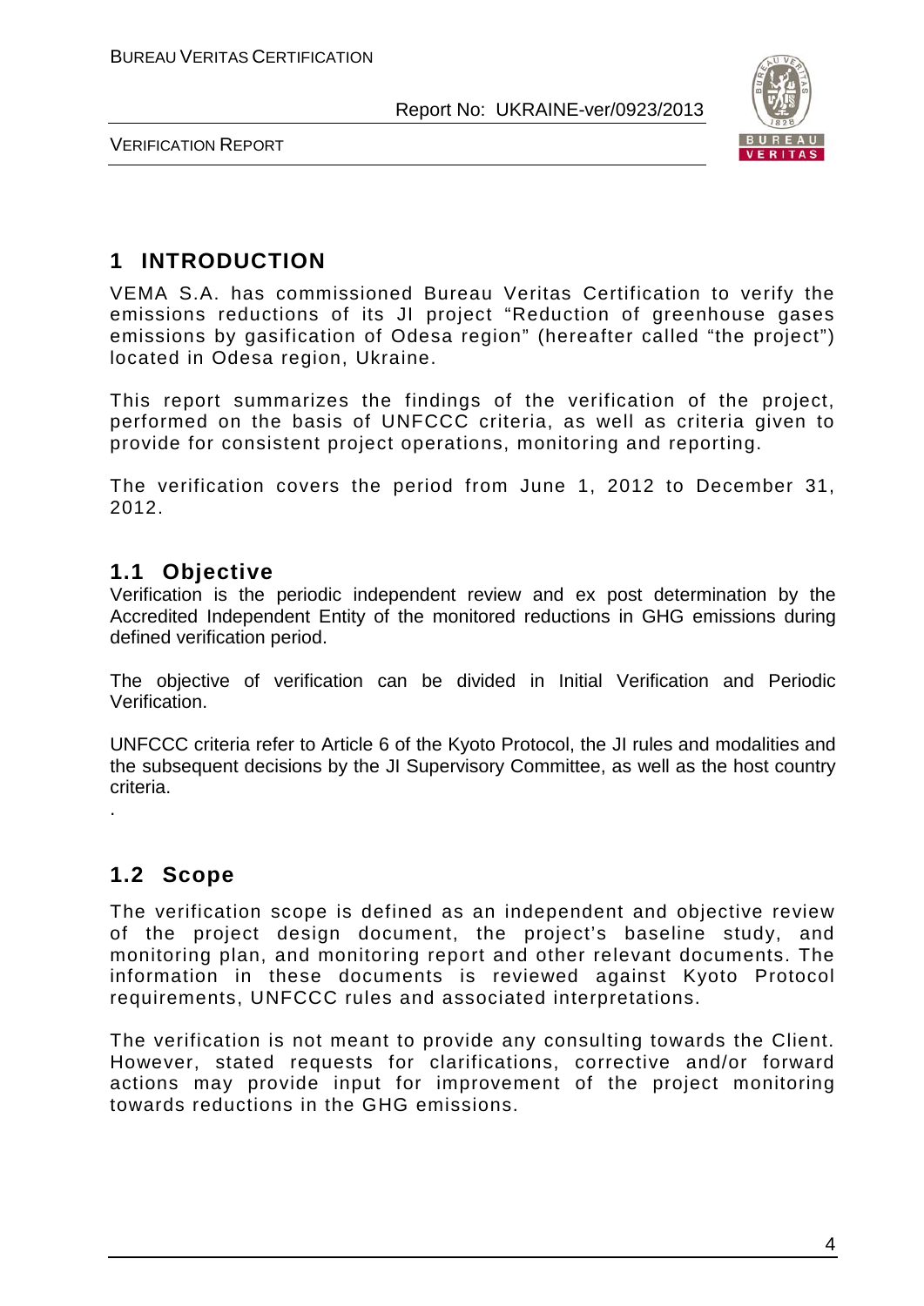# 1 INTRODUCTION

VEMA S.A. has commissioned Bureau Veritas Certification to verify the emissions reductions of its JI project "Reduction of greenhouse gases emissions by gasification of Odesa region" (hereafter called "the project") located in Odesa region, Ukraine.

This report summarizes the findings of the verification of the project, performed on the basis of UNFCCC criteria, as well as criteria given to provide for consistent project operations, monitoring and reporting.

The verification covers the period from June 1, 2012 to December 31, 2012.

## 1.1 Objective

Verification is the periodic independent review and ex post determination by the Accredited Independent Entity of the monitored reductions in GHG emissions during defined verification period.

The objective of verification can be divided in Initial Verification and Periodic Verification.

UNFCCC criteria refer to Article 6 of the Kyoto Protocol, the JI rules and modalities and the subsequent decisions by the JI Supervisory Committee, as well as the host country criteria.

.

## 1.2 Scope

The verification scope is defined as an independent and objective review of the project design document, the project's baseline study, and monitoring plan, and monitoring report and other relevant documents. The information in these documents is reviewed against Kyoto Protocol requirements, UNFCCC rules and associated interpretations.

The verification is not meant to provide any consulting towards the Client. However, stated requests for clarifications, corrective and/or forward actions may provide input for improvement of the project monitoring towards reductions in the GHG emissions.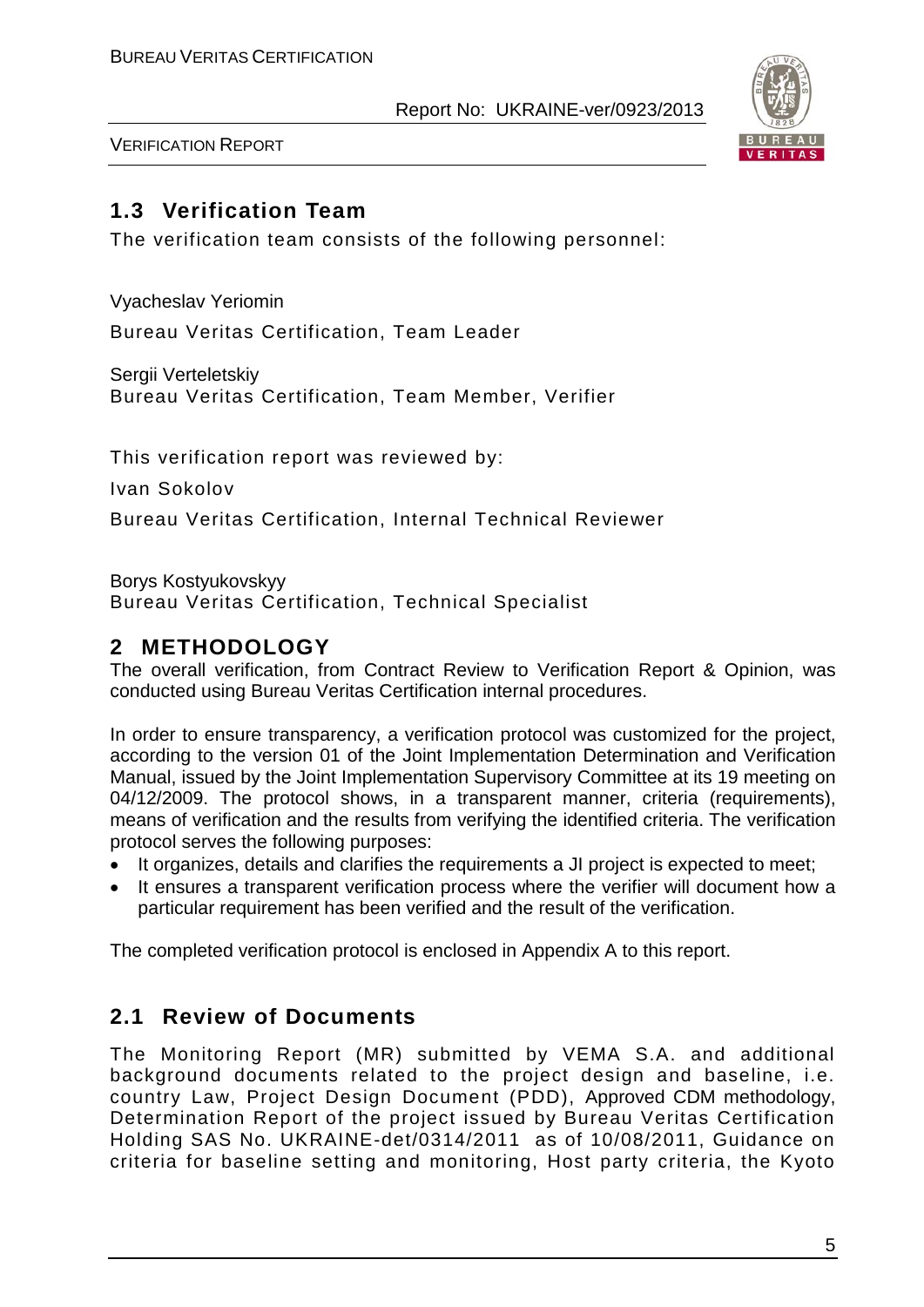## 1.3 Verification Team

The verification team consists of the following personnel:

Vyacheslav Yeriomin

Bureau Veritas Certification, Team Leader

Sergii Verteletskiy
Bureau Veritas Certification, Team Member, Verifier

This verification report was reviewed by:

Ivan Sokolov

Bureau Veritas Certification, Internal Technical Reviewer

Borys Kostyukovskyy
Bureau Veritas Certification, Technical Specialist

# 2 METHODOLOGY

The overall verification, from Contract Review to Verification Report & Opinion, was conducted using Bureau Veritas Certification internal procedures.

In order to ensure transparency, a verification protocol was customized for the project, according to the version 01 of the Joint Implementation Determination and Verification Manual, issued by the Joint Implementation Supervisory Committee at its 19 meeting on 04/12/2009. The protocol shows, in a transparent manner, criteria (requirements), means of verification and the results from verifying the identified criteria. The verification protocol serves the following purposes:

- It organizes, details and clarifies the requirements a JI project is expected to meet;
- It ensures a transparent verification process where the verifier will document how a particular requirement has been verified and the result of the verification.

The completed verification protocol is enclosed in Appendix A to this report.

## 2.1 Review of Documents

The Monitoring Report (MR) submitted by VEMA S.A. and additional background documents related to the project design and baseline, i.e. country Law, Project Design Document (PDD), Approved CDM methodology, Determination Report of the project issued by Bureau Veritas Certification Holding SAS No. UKRAINE-det/0314/2011 as of 10/08/2011, Guidance on criteria for baseline setting and monitoring, Host party criteria, the Kyoto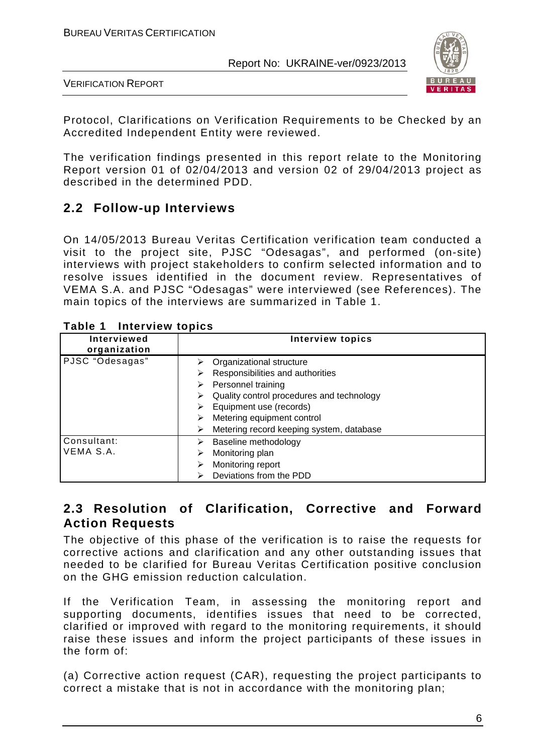Protocol, Clarifications on Verification Requirements to be Checked by an Accredited Independent Entity were reviewed.

The verification findings presented in this report relate to the Monitoring Report version 01 of 02/04/2013 and version 02 of 29/04/2013 project as described in the determined PDD.

## 2.2 Follow-up Interviews

On 14/05/2013 Bureau Veritas Certification verification team conducted a visit to the project site, PJSC "Odesagas", and performed (on-site) interviews with project stakeholders to confirm selected information and to resolve issues identified in the document review. Representatives of VEMA S.A. and PJSC "Odesagas" were interviewed (see References). The main topics of the interviews are summarized in Table 1.

**Table 1 Interview topics**

| Interviewed organization | Interview topics |
|---|---|
| PJSC "Odesagas" | ➢ Organizational structure<br>➢ Responsibilities and authorities<br>➢ Personnel training<br>➢ Quality control procedures and technology<br>➢ Equipment use (records)<br>➢ Metering equipment control<br>➢ Metering record keeping system, database |
| Consultant: VEMA S.A. | ➢ Baseline methodology<br>➢ Monitoring plan<br>➢ Monitoring report<br>➢ Deviations from the PDD |

## 2.3 Resolution of Clarification, Corrective and Forward Action Requests

The objective of this phase of the verification is to raise the requests for corrective actions and clarification and any other outstanding issues that needed to be clarified for Bureau Veritas Certification positive conclusion on the GHG emission reduction calculation.

If the Verification Team, in assessing the monitoring report and supporting documents, identifies issues that need to be corrected, clarified or improved with regard to the monitoring requirements, it should raise these issues and inform the project participants of these issues in the form of:

(a) Corrective action request (CAR), requesting the project participants to correct a mistake that is not in accordance with the monitoring plan;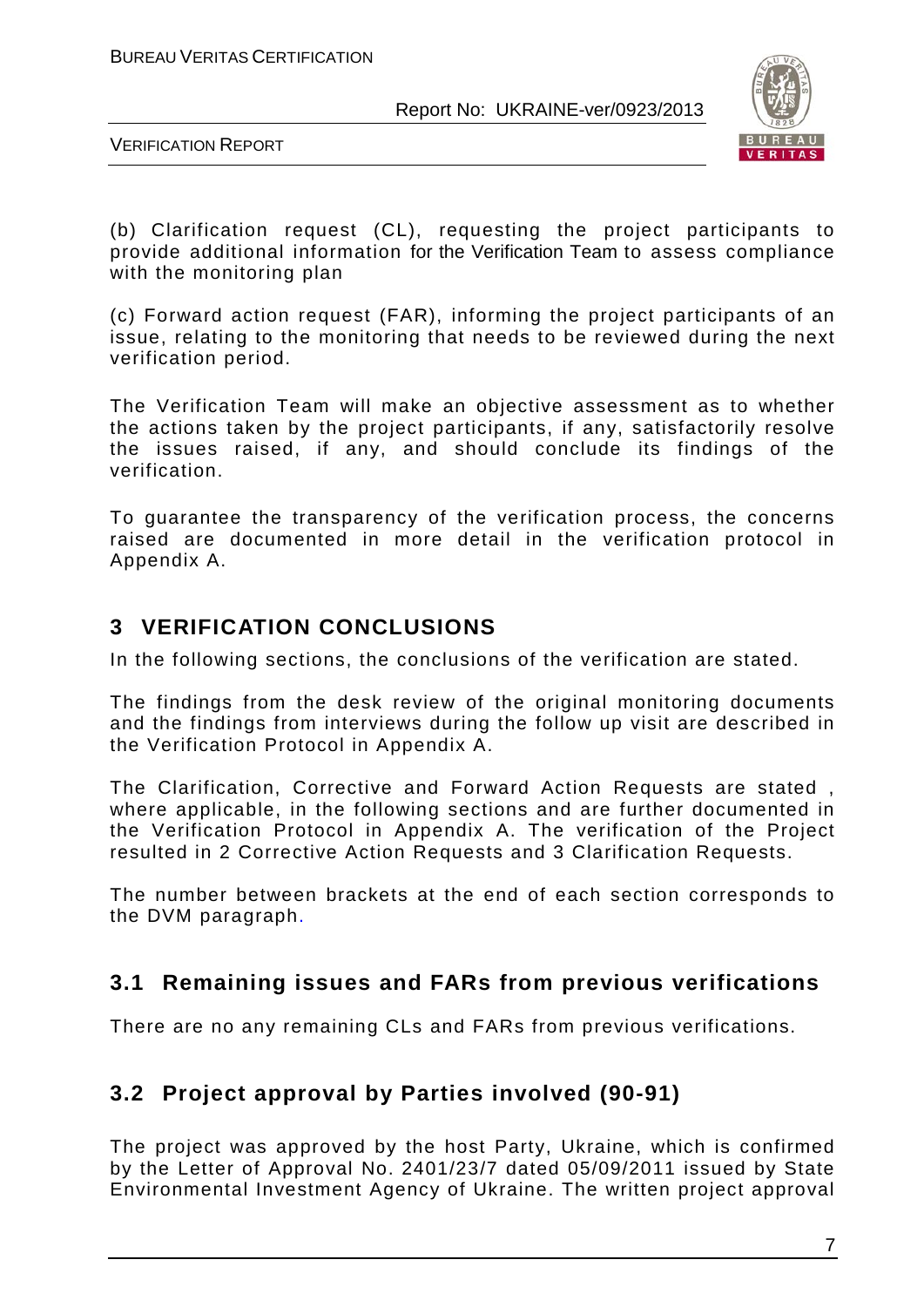(b) Clarification request (CL), requesting the project participants to provide additional information for the Verification Team to assess compliance with the monitoring plan

(c) Forward action request (FAR), informing the project participants of an issue, relating to the monitoring that needs to be reviewed during the next verification period.

The Verification Team will make an objective assessment as to whether the actions taken by the project participants, if any, satisfactorily resolve the issues raised, if any, and should conclude its findings of the verification.

To guarantee the transparency of the verification process, the concerns raised are documented in more detail in the verification protocol in Appendix A.

# 3 VERIFICATION CONCLUSIONS

In the following sections, the conclusions of the verification are stated.

The findings from the desk review of the original monitoring documents and the findings from interviews during the follow up visit are described in the Verification Protocol in Appendix A.

The Clarification, Corrective and Forward Action Requests are stated , where applicable, in the following sections and are further documented in the Verification Protocol in Appendix A. The verification of the Project resulted in 2 Corrective Action Requests and 3 Clarification Requests.

The number between brackets at the end of each section corresponds to the DVM paragraph.

## 3.1 Remaining issues and FARs from previous verifications

There are no any remaining CLs and FARs from previous verifications.

## 3.2 Project approval by Parties involved (90-91)

The project was approved by the host Party, Ukraine, which is confirmed by the Letter of Approval No. 2401/23/7 dated 05/09/2011 issued by State Environmental Investment Agency of Ukraine. The written project approval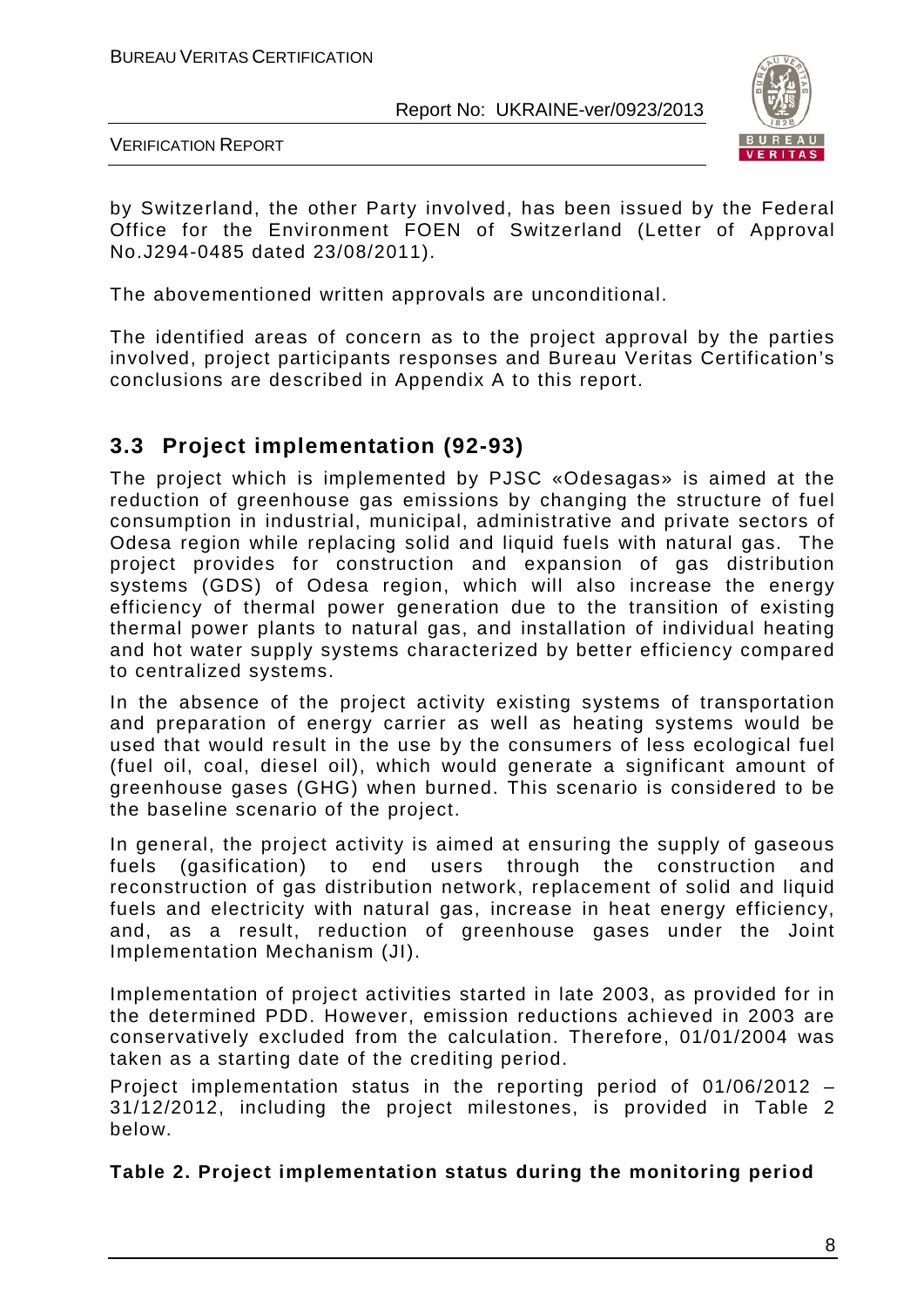by Switzerland, the other Party involved, has been issued by the Federal Office for the Environment FOEN of Switzerland (Letter of Approval No.J294-0485 dated 23/08/2011).

The abovementioned written approvals are unconditional.

The identified areas of concern as to the project approval by the parties involved, project participants responses and Bureau Veritas Certification's conclusions are described in Appendix A to this report.

## 3.3 Project implementation (92-93)

The project which is implemented by PJSC «Odesagas» is aimed at the reduction of greenhouse gas emissions by changing the structure of fuel consumption in industrial, municipal, administrative and private sectors of Odesa region while replacing solid and liquid fuels with natural gas. The project provides for construction and expansion of gas distribution systems (GDS) of Odesa region, which will also increase the energy efficiency of thermal power generation due to the transition of existing thermal power plants to natural gas, and installation of individual heating and hot water supply systems characterized by better efficiency compared to centralized systems.

In the absence of the project activity existing systems of transportation and preparation of energy carrier as well as heating systems would be used that would result in the use by the consumers of less ecological fuel (fuel oil, coal, diesel oil), which would generate a significant amount of greenhouse gases (GHG) when burned. This scenario is considered to be the baseline scenario of the project.

In general, the project activity is aimed at ensuring the supply of gaseous fuels (gasification) to end users through the construction and reconstruction of gas distribution network, replacement of solid and liquid fuels and electricity with natural gas, increase in heat energy efficiency, and, as a result, reduction of greenhouse gases under the Joint Implementation Mechanism (JI).

Implementation of project activities started in late 2003, as provided for in the determined PDD. However, emission reductions achieved in 2003 are conservatively excluded from the calculation. Therefore, 01/01/2004 was taken as a starting date of the crediting period.

Project implementation status in the reporting period of 01/06/2012 – 31/12/2012, including the project milestones, is provided in Table 2 below.

**Table 2. Project implementation status during the monitoring period**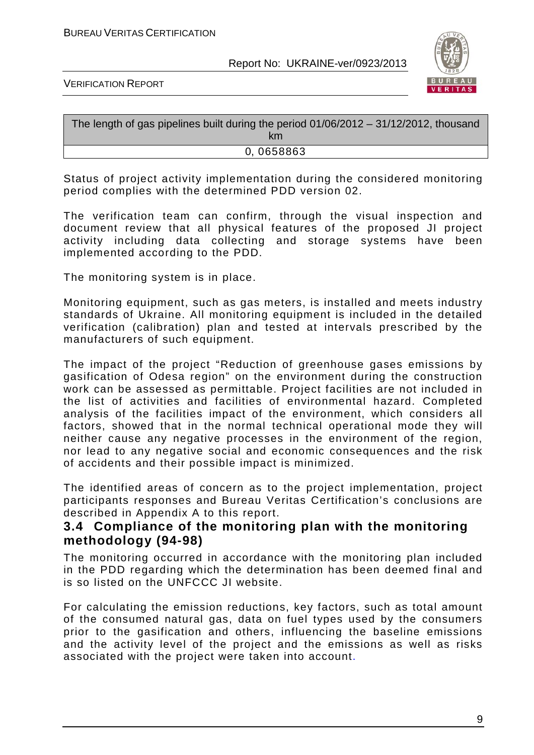| The length of gas pipelines built during the period 01/06/2012 – 31/12/2012, thousand km |
| --- |
| 0, 0658863 |

Status of project activity implementation during the considered monitoring period complies with the determined PDD version 02.

The verification team can confirm, through the visual inspection and document review that all physical features of the proposed JI project activity including data collecting and storage systems have been implemented according to the PDD.

The monitoring system is in place.

Monitoring equipment, such as gas meters, is installed and meets industry standards of Ukraine. All monitoring equipment is included in the detailed verification (calibration) plan and tested at intervals prescribed by the manufacturers of such equipment.

The impact of the project "Reduction of greenhouse gases emissions by gasification of Odesa region" on the environment during the construction work can be assessed as permittable. Project facilities are not included in the list of activities and facilities of environmental hazard. Completed analysis of the facilities impact of the environment, which considers all factors, showed that in the normal technical operational mode they will neither cause any negative processes in the environment of the region, nor lead to any negative social and economic consequences and the risk of accidents and their possible impact is minimized.

The identified areas of concern as to the project implementation, project participants responses and Bureau Veritas Certification's conclusions are described in Appendix A to this report.

## 3.4 Compliance of the monitoring plan with the monitoring methodology (94-98)

The monitoring occurred in accordance with the monitoring plan included in the PDD regarding which the determination has been deemed final and is so listed on the UNFCCC JI website.

For calculating the emission reductions, key factors, such as total amount of the consumed natural gas, data on fuel types used by the consumers prior to the gasification and others, influencing the baseline emissions and the activity level of the project and the emissions as well as risks associated with the project were taken into account.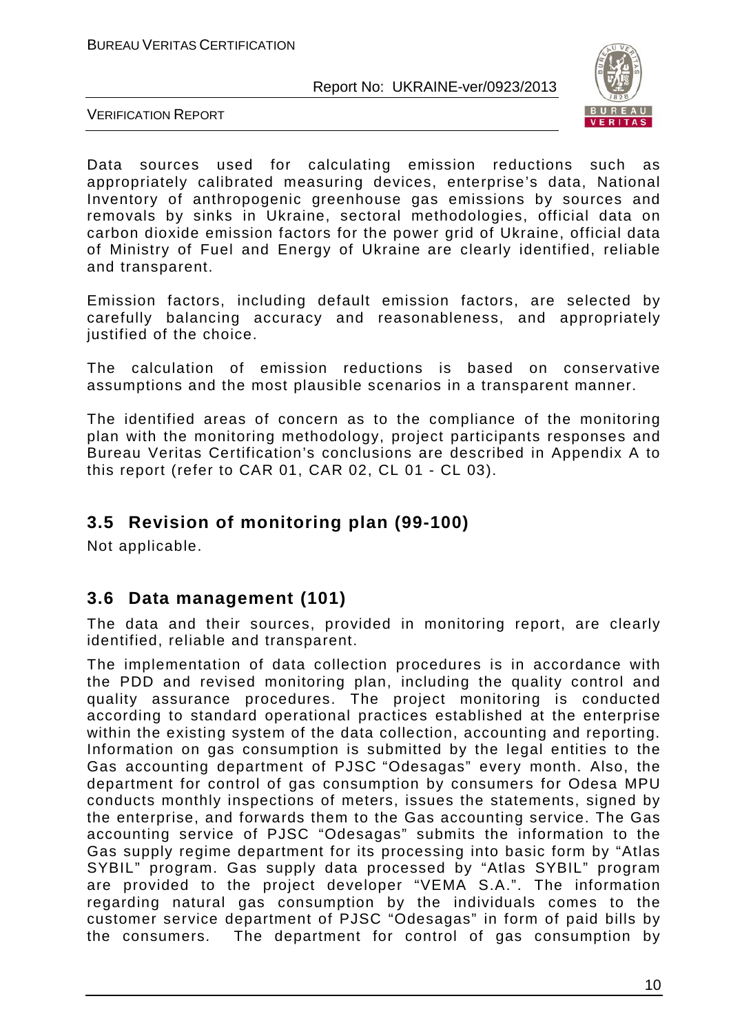Data sources used for calculating emission reductions such as appropriately calibrated measuring devices, enterprise's data, National Inventory of anthropogenic greenhouse gas emissions by sources and removals by sinks in Ukraine, sectoral methodologies, official data on carbon dioxide emission factors for the power grid of Ukraine, official data of Ministry of Fuel and Energy of Ukraine are clearly identified, reliable and transparent.

Emission factors, including default emission factors, are selected by carefully balancing accuracy and reasonableness, and appropriately justified of the choice.

The calculation of emission reductions is based on conservative assumptions and the most plausible scenarios in a transparent manner.

The identified areas of concern as to the compliance of the monitoring plan with the monitoring methodology, project participants responses and Bureau Veritas Certification's conclusions are described in Appendix A to this report (refer to CAR 01, CAR 02, CL 01 - CL 03).

## 3.5 Revision of monitoring plan (99-100)

Not applicable.

## 3.6 Data management (101)

The data and their sources, provided in monitoring report, are clearly identified, reliable and transparent.

The implementation of data collection procedures is in accordance with the PDD and revised monitoring plan, including the quality control and quality assurance procedures. The project monitoring is conducted according to standard operational practices established at the enterprise within the existing system of the data collection, accounting and reporting. Information on gas consumption is submitted by the legal entities to the Gas accounting department of PJSC "Odesagas" every month. Also, the department for control of gas consumption by consumers for Odesa MPU conducts monthly inspections of meters, issues the statements, signed by the enterprise, and forwards them to the Gas accounting service. The Gas accounting service of PJSC "Odesagas" submits the information to the Gas supply regime department for its processing into basic form by "Atlas SYBIL" program. Gas supply data processed by "Atlas SYBIL" program are provided to the project developer "VEMA S.A.". The information regarding natural gas consumption by the individuals comes to the customer service department of PJSC "Odesagas" in form of paid bills by the consumers. The department for control of gas consumption by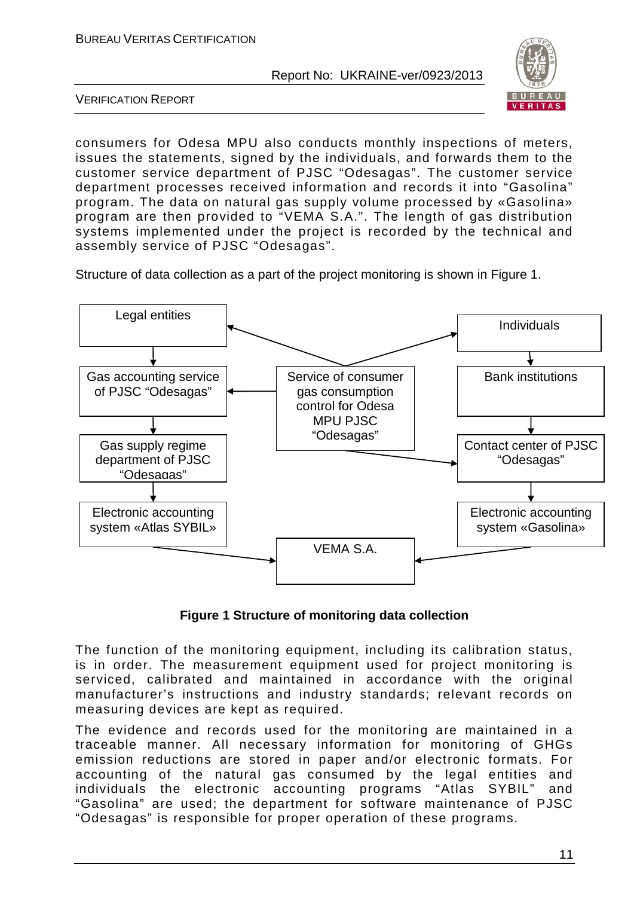consumers for Odesa MPU also conducts monthly inspections of meters, issues the statements, signed by the individuals, and forwards them to the customer service department of PJSC "Odesagas". The customer service department processes received information and records it into "Gasolina" program. The data on natural gas supply volume processed by «Gasolina» program are then provided to "VEMA S.A.". The length of gas distribution systems implemented under the project is recorded by the technical and assembly service of PJSC "Odesagas".

Structure of data collection as a part of the project monitoring is shown in Figure 1.

| Legal entities | | Individuals |
|---|---|---|
| ↓ | ← Service of consumer gas consumption control for Odesa MPU PJSC "Odesagas" → | ↓ |
| Gas accounting service of PJSC "Odesagas" | ← Service of consumer gas consumption control for Odesa MPU PJSC "Odesagas" | Bank institutions |
| ↓ | | ↓ |
| Gas supply regime department of PJSC "Odesagas" | Service of consumer gas consumption control for Odesa MPU PJSC "Odesagas" → | Contact center of PJSC "Odesagas" |
| ↓ | | ↓ |
| Electronic accounting system «Atlas SYBIL» → | VEMA S.A. | ← Electronic accounting system «Gasolina» |

**Figure 1 Structure of monitoring data collection**

The function of the monitoring equipment, including its calibration status, is in order. The measurement equipment used for project monitoring is serviced, calibrated and maintained in accordance with the original manufacturer's instructions and industry standards; relevant records on measuring devices are kept as required.

The evidence and records used for the monitoring are maintained in a traceable manner. All necessary information for monitoring of GHGs emission reductions are stored in paper and/or electronic formats. For accounting of the natural gas consumed by the legal entities and individuals the electronic accounting programs "Atlas SYBIL" and "Gasolina" are used; the department for software maintenance of PJSC "Odesagas" is responsible for proper operation of these programs.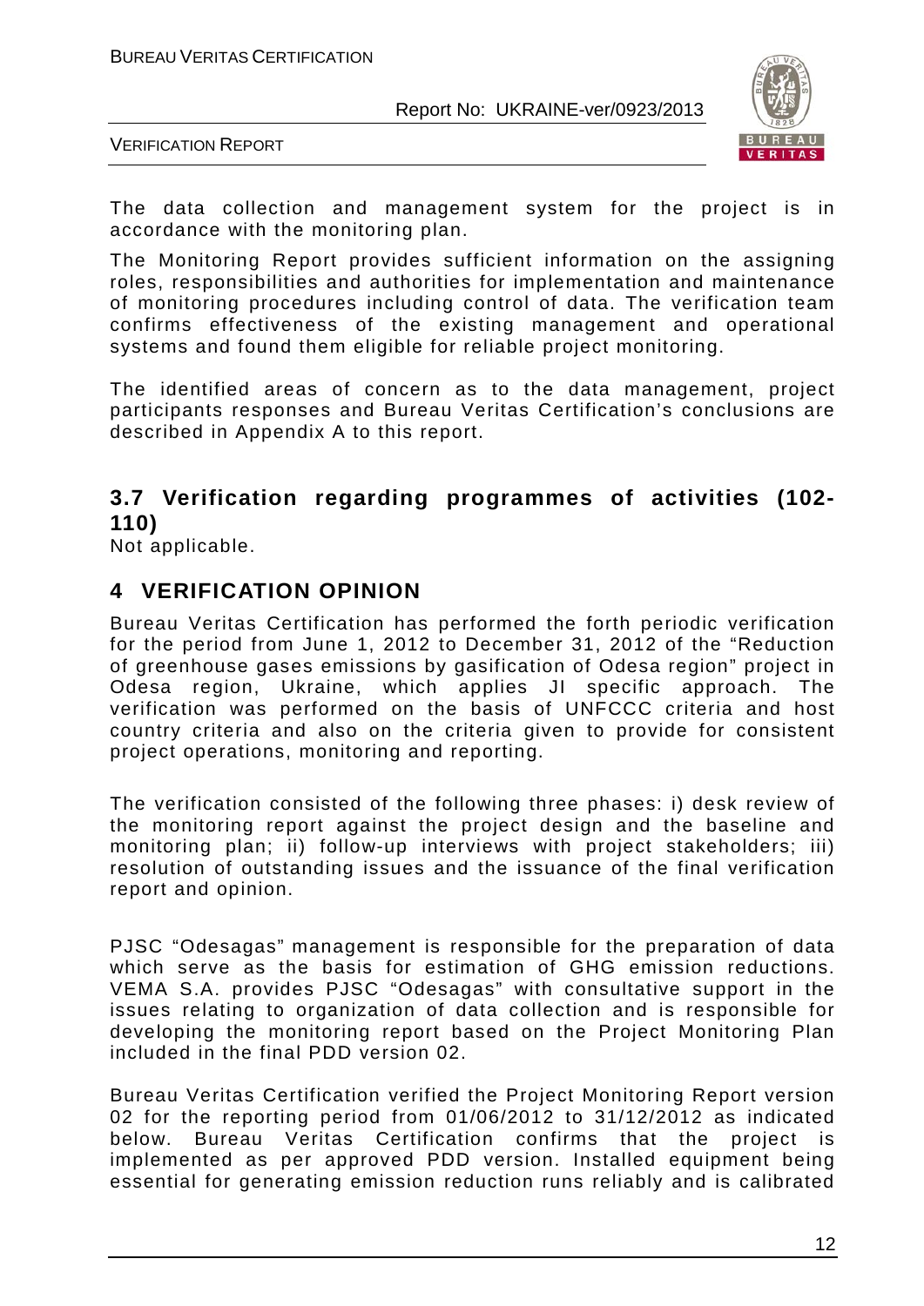The data collection and management system for the project is in accordance with the monitoring plan.

The Monitoring Report provides sufficient information on the assigning roles, responsibilities and authorities for implementation and maintenance of monitoring procedures including control of data. The verification team confirms effectiveness of the existing management and operational systems and found them eligible for reliable project monitoring.

The identified areas of concern as to the data management, project participants responses and Bureau Veritas Certification's conclusions are described in Appendix A to this report.

### 3.7 Verification regarding programmes of activities (102-110)

Not applicable.

## 4 VERIFICATION OPINION

Bureau Veritas Certification has performed the forth periodic verification for the period from June 1, 2012 to December 31, 2012 of the "Reduction of greenhouse gases emissions by gasification of Odesa region" project in Odesa region, Ukraine, which applies JI specific approach. The verification was performed on the basis of UNFCCC criteria and host country criteria and also on the criteria given to provide for consistent project operations, monitoring and reporting.

The verification consisted of the following three phases: i) desk review of the monitoring report against the project design and the baseline and monitoring plan; ii) follow-up interviews with project stakeholders; iii) resolution of outstanding issues and the issuance of the final verification report and opinion.

PJSC "Odesagas" management is responsible for the preparation of data which serve as the basis for estimation of GHG emission reductions. VEMA S.A. provides PJSC "Odesagas" with consultative support in the issues relating to organization of data collection and is responsible for developing the monitoring report based on the Project Monitoring Plan included in the final PDD version 02.

Bureau Veritas Certification verified the Project Monitoring Report version 02 for the reporting period from 01/06/2012 to 31/12/2012 as indicated below. Bureau Veritas Certification confirms that the project is implemented as per approved PDD version. Installed equipment being essential for generating emission reduction runs reliably and is calibrated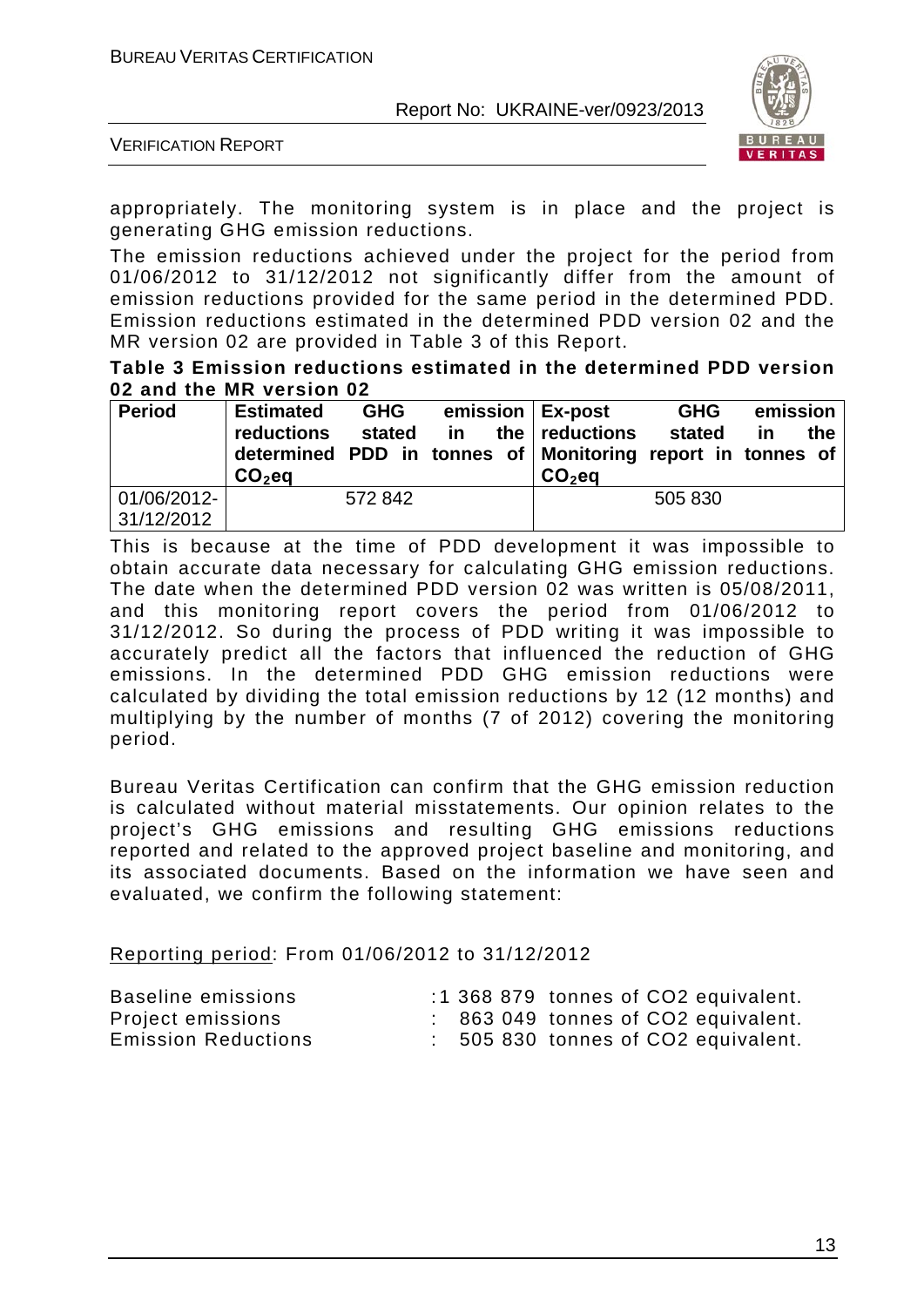appropriately. The monitoring system is in place and the project is generating GHG emission reductions.

The emission reductions achieved under the project for the period from 01/06/2012 to 31/12/2012 not significantly differ from the amount of emission reductions provided for the same period in the determined PDD. Emission reductions estimated in the determined PDD version 02 and the MR version 02 are provided in Table 3 of this Report.

**Table 3 Emission reductions estimated in the determined PDD version 02 and the MR version 02**

| Period | Estimated GHG emission reductions stated in the determined PDD in tonnes of $CO_2$eq | Ex-post GHG emission reductions stated in the Monitoring report in tonnes of $CO_2$eq |
|---|---|---|
| 01/06/2012-31/12/2012 | 572 842 | 505 830 |

This is because at the time of PDD development it was impossible to obtain accurate data necessary for calculating GHG emission reductions. The date when the determined PDD version 02 was written is 05/08/2011, and this monitoring report covers the period from 01/06/2012 to 31/12/2012. So during the process of PDD writing it was impossible to accurately predict all the factors that influenced the reduction of GHG emissions. In the determined PDD GHG emission reductions were calculated by dividing the total emission reductions by 12 (12 months) and multiplying by the number of months (7 of 2012) covering the monitoring period.

Bureau Veritas Certification can confirm that the GHG emission reduction is calculated without material misstatements. Our opinion relates to the project's GHG emissions and resulting GHG emissions reductions reported and related to the approved project baseline and monitoring, and its associated documents. Based on the information we have seen and evaluated, we confirm the following statement:

<u>Reporting period</u>: From 01/06/2012 to 31/12/2012

| | |
|---|---|
| Baseline emissions | :1 368 879 tonnes of CO2 equivalent. |
| Project emissions | : 863 049 tonnes of CO2 equivalent. |
| Emission Reductions | : 505 830 tonnes of CO2 equivalent. |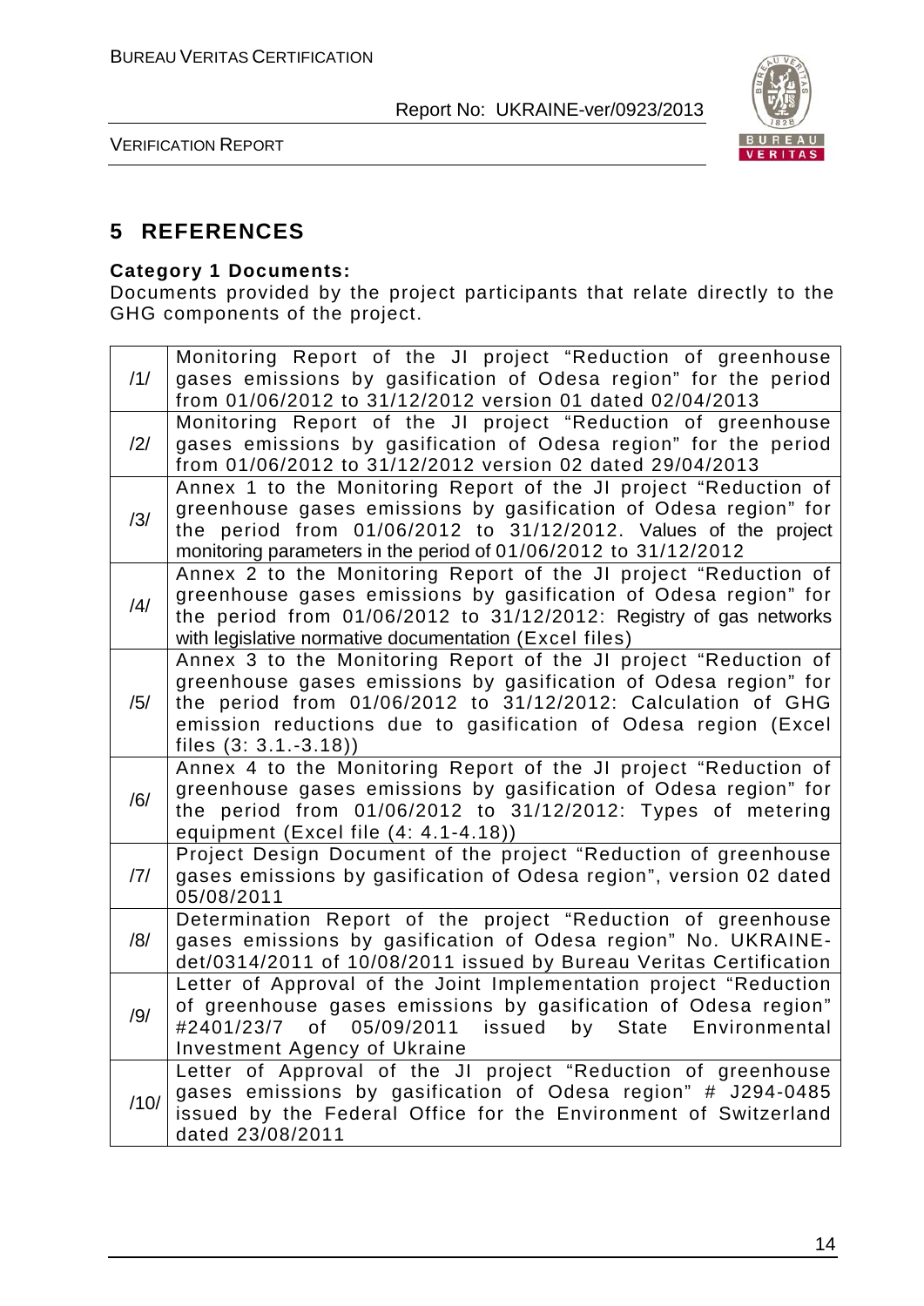# 5 REFERENCES

**Category 1 Documents:**

Documents provided by the project participants that relate directly to the GHG components of the project.

| | |
|---|---|
| /1/ | Monitoring Report of the JI project "Reduction of greenhouse gases emissions by gasification of Odesa region" for the period from 01/06/2012 to 31/12/2012 version 01 dated 02/04/2013 |
| /2/ | Monitoring Report of the JI project "Reduction of greenhouse gases emissions by gasification of Odesa region" for the period from 01/06/2012 to 31/12/2012 version 02 dated 29/04/2013 |
| /3/ | Annex 1 to the Monitoring Report of the JI project "Reduction of greenhouse gases emissions by gasification of Odesa region" for the period from 01/06/2012 to 31/12/2012. Values of the project monitoring parameters in the period of 01/06/2012 to 31/12/2012 |
| /4/ | Annex 2 to the Monitoring Report of the JI project "Reduction of greenhouse gases emissions by gasification of Odesa region" for the period from 01/06/2012 to 31/12/2012: Registry of gas networks with legislative normative documentation (Excel files) |
| /5/ | Annex 3 to the Monitoring Report of the JI project "Reduction of greenhouse gases emissions by gasification of Odesa region" for the period from 01/06/2012 to 31/12/2012: Calculation of GHG emission reductions due to gasification of Odesa region (Excel files (3: 3.1.-3.18)) |
| /6/ | Annex 4 to the Monitoring Report of the JI project "Reduction of greenhouse gases emissions by gasification of Odesa region" for the period from 01/06/2012 to 31/12/2012: Types of metering equipment (Excel file (4: 4.1-4.18)) |
| /7/ | Project Design Document of the project "Reduction of greenhouse gases emissions by gasification of Odesa region", version 02 dated 05/08/2011 |
| /8/ | Determination Report of the project "Reduction of greenhouse gases emissions by gasification of Odesa region" No. UKRAINE-det/0314/2011 of 10/08/2011 issued by Bureau Veritas Certification |
| /9/ | Letter of Approval of the Joint Implementation project "Reduction of greenhouse gases emissions by gasification of Odesa region" #2401/23/7 of 05/09/2011 issued by State Environmental Investment Agency of Ukraine |
| /10/ | Letter of Approval of the JI project "Reduction of greenhouse gases emissions by gasification of Odesa region" # J294-0485 issued by the Federal Office for the Environment of Switzerland dated 23/08/2011 |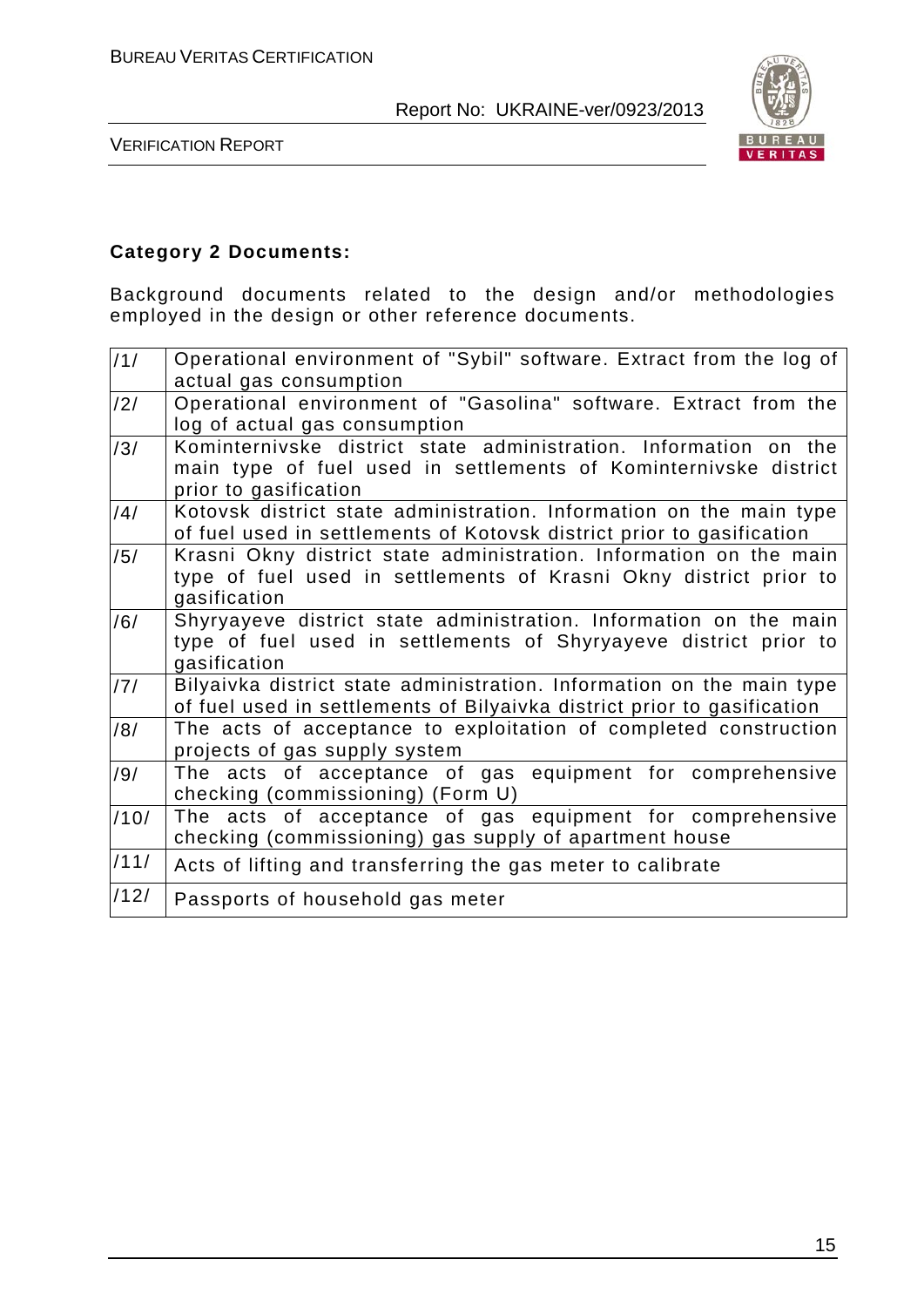**Category 2 Documents:**

Background documents related to the design and/or methodologies employed in the design or other reference documents.

| | |
|---|---|
| /1/ | Operational environment of "Sybil" software. Extract from the log of actual gas consumption |
| /2/ | Operational environment of "Gasolina" software. Extract from the log of actual gas consumption |
| /3/ | Kominternivske district state administration. Information on the main type of fuel used in settlements of Kominternivske district prior to gasification |
| /4/ | Kotovsk district state administration. Information on the main type of fuel used in settlements of Kotovsk district prior to gasification |
| /5/ | Krasni Okny district state administration. Information on the main type of fuel used in settlements of Krasni Okny district prior to gasification |
| /6/ | Shyryayeve district state administration. Information on the main type of fuel used in settlements of Shyryayeve district prior to gasification |
| /7/ | Bilyaivka district state administration. Information on the main type of fuel used in settlements of Bilyaivka district prior to gasification |
| /8/ | The acts of acceptance to exploitation of completed construction projects of gas supply system |
| /9/ | The acts of acceptance of gas equipment for comprehensive checking (commissioning) (Form U) |
| /10/ | The acts of acceptance of gas equipment for comprehensive checking (commissioning) gas supply of apartment house |
| /11/ | Acts of lifting and transferring the gas meter to calibrate |
| /12/ | Passports of household gas meter |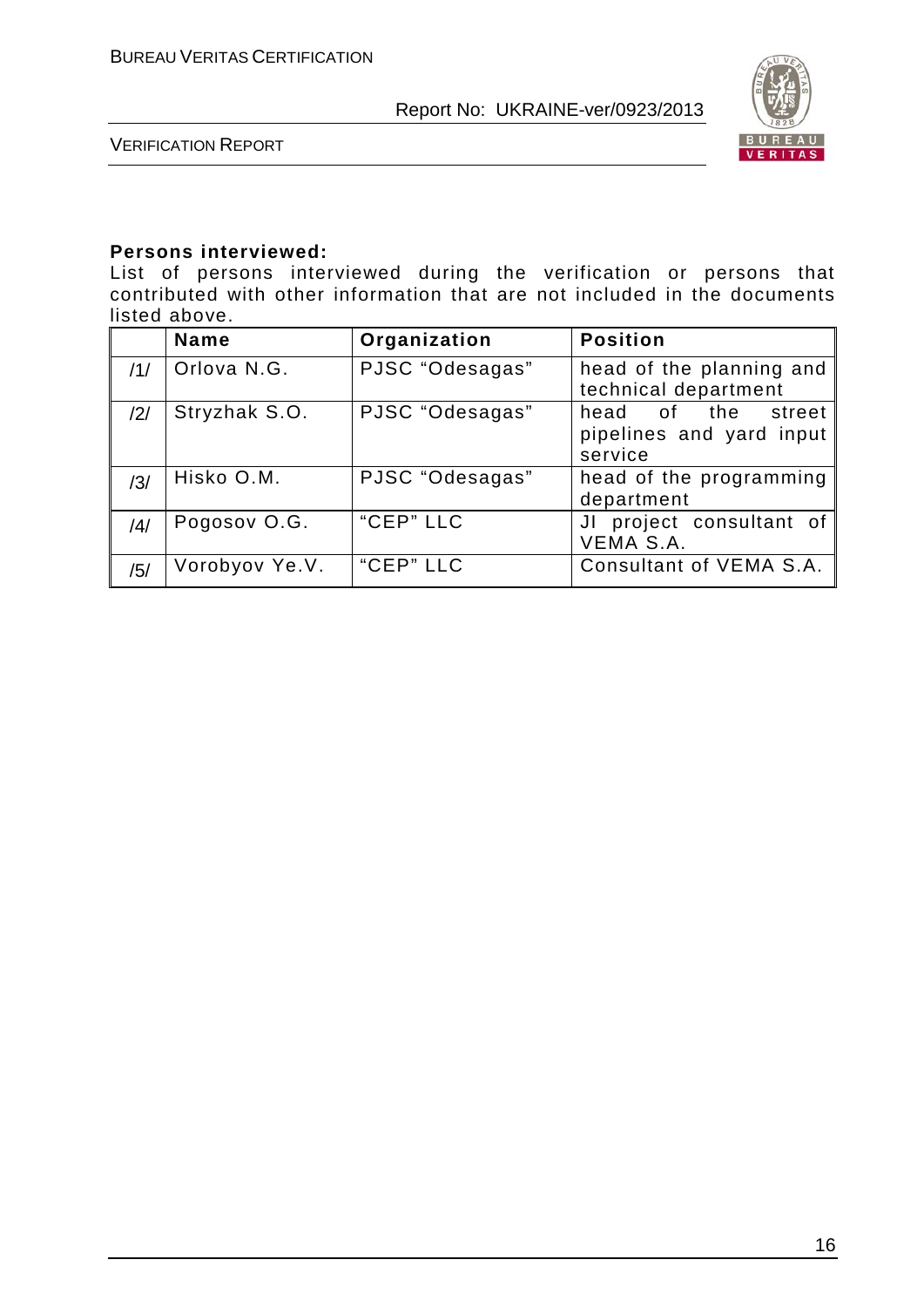**Persons interviewed:**

List of persons interviewed during the verification or persons that contributed with other information that are not included in the documents listed above.

| | Name | Organization | Position |
|---|---|---|---|
| /1/ | Orlova N.G. | PJSC "Odesagas" | head of the planning and technical department |
| /2/ | Stryzhak S.O. | PJSC "Odesagas" | head of the street pipelines and yard input service |
| /3/ | Hisko O.M. | PJSC "Odesagas" | head of the programming department |
| /4/ | Pogosov O.G. | "CEP" LLC | JI project consultant of VEMA S.A. |
| /5/ | Vorobyov Ye.V. | "CEP" LLC | Consultant of VEMA S.A. |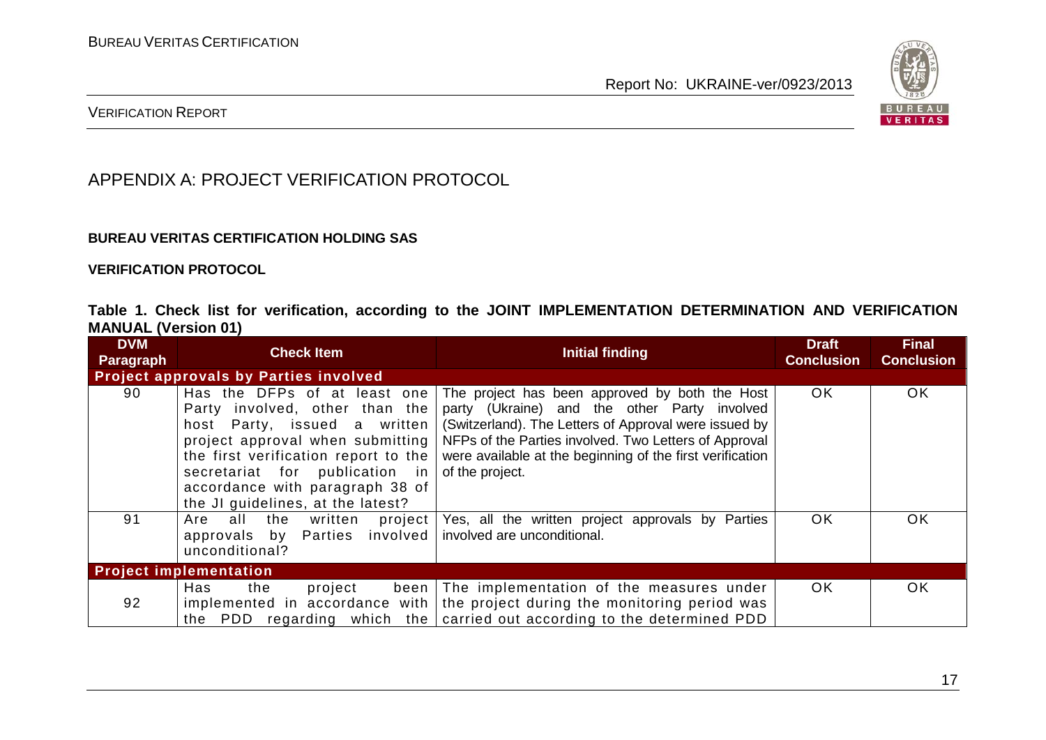# APPENDIX A: PROJECT VERIFICATION PROTOCOL

**BUREAU VERITAS CERTIFICATION HOLDING SAS**

**VERIFICATION PROTOCOL**

**Table 1. Check list for verification, according to the JOINT IMPLEMENTATION DETERMINATION AND VERIFICATION MANUAL (Version 01)**

| DVM Paragraph | Check Item | Initial finding | Draft Conclusion | Final Conclusion |
|---|---|---|---|---|
| **Project approvals by Parties involved** | | | | |
| 90 | Has the DFPs of at least one Party involved, other than the host Party, issued a written project approval when submitting the first verification report to the secretariat for publication in accordance with paragraph 38 of the JI guidelines, at the latest? | The project has been approved by both the Host party (Ukraine) and the other Party involved (Switzerland). The Letters of Approval were issued by NFPs of the Parties involved. Two Letters of Approval were available at the beginning of the first verification of the project. | OK | OK |
| 91 | Are all the written project approvals by Parties involved unconditional? | Yes, all the written project approvals by Parties involved are unconditional. | OK | OK |
| **Project implementation** | | | | |
| 92 | Has the project been implemented in accordance with the PDD regarding which the | The implementation of the measures under the project during the monitoring period was carried out according to the determined PDD | OK | OK |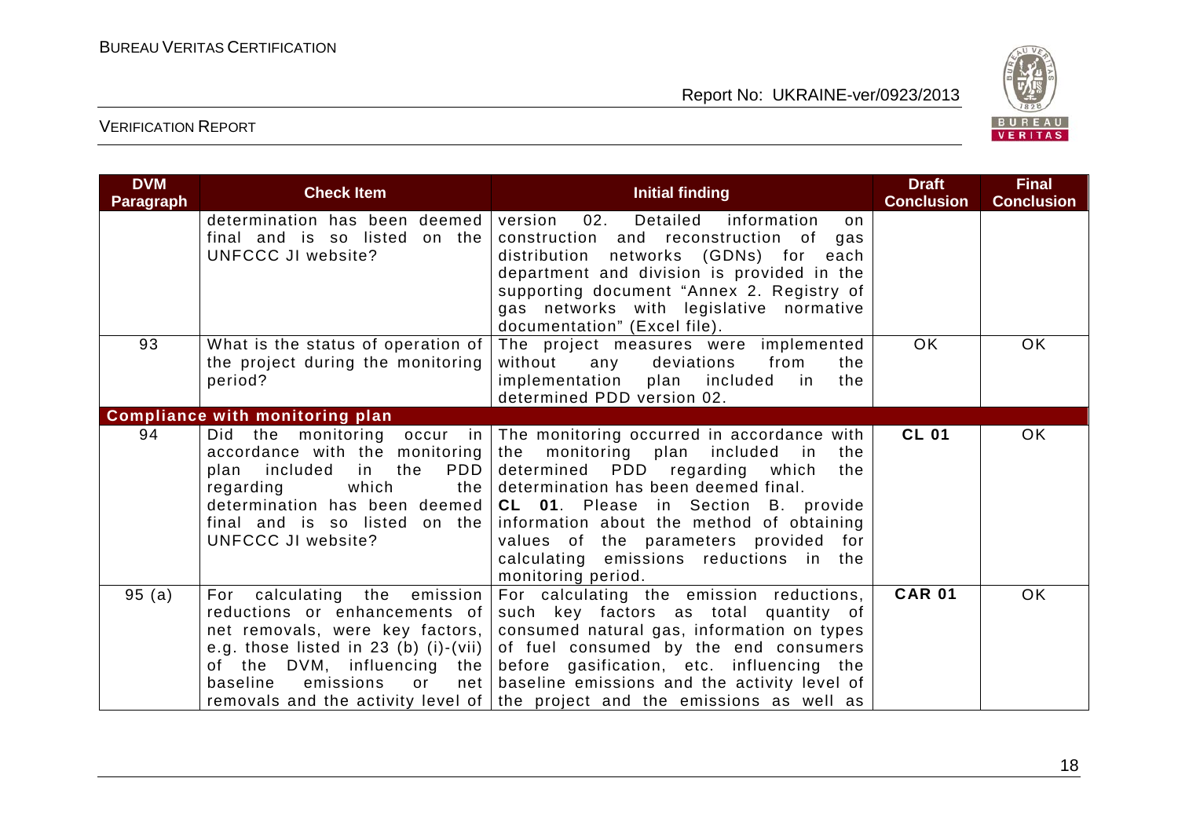| DVM Paragraph | Check Item | Initial finding | Draft Conclusion | Final Conclusion |
|---|---|---|---|---|
| | determination has been deemed final and is so listed on the UNFCCC JI website? | version 02. Detailed information on construction and reconstruction of gas distribution networks (GDNs) for each department and division is provided in the supporting document "Annex 2. Registry of gas networks with legislative normative documentation" (Excel file). | | |
| 93 | What is the status of operation of the project during the monitoring period? | The project measures were implemented without any deviations from the implementation plan included in the determined PDD version 02. | OK | OK |
| **Compliance with monitoring plan** | | | | |
| 94 | Did the monitoring occur in accordance with the monitoring plan included in the PDD regarding which the determination has been deemed final and is so listed on the UNFCCC JI website? | The monitoring occurred in accordance with the monitoring plan included in the determined PDD regarding which the determination has been deemed final. **CL 01**. Please in Section B. provide information about the method of obtaining values of the parameters provided for calculating emissions reductions in the monitoring period. | **CL 01** | OK |
| 95 (a) | For calculating the emission reductions or enhancements of net removals, were key factors, e.g. those listed in 23 (b) (i)-(vii) of the DVM, influencing the baseline emissions or net removals and the activity level of | For calculating the emission reductions, such key factors as total quantity of consumed natural gas, information on types of fuel consumed by the end consumers before gasification, etc. influencing the baseline emissions and the activity level of the project and the emissions as well as | **CAR 01** | OK |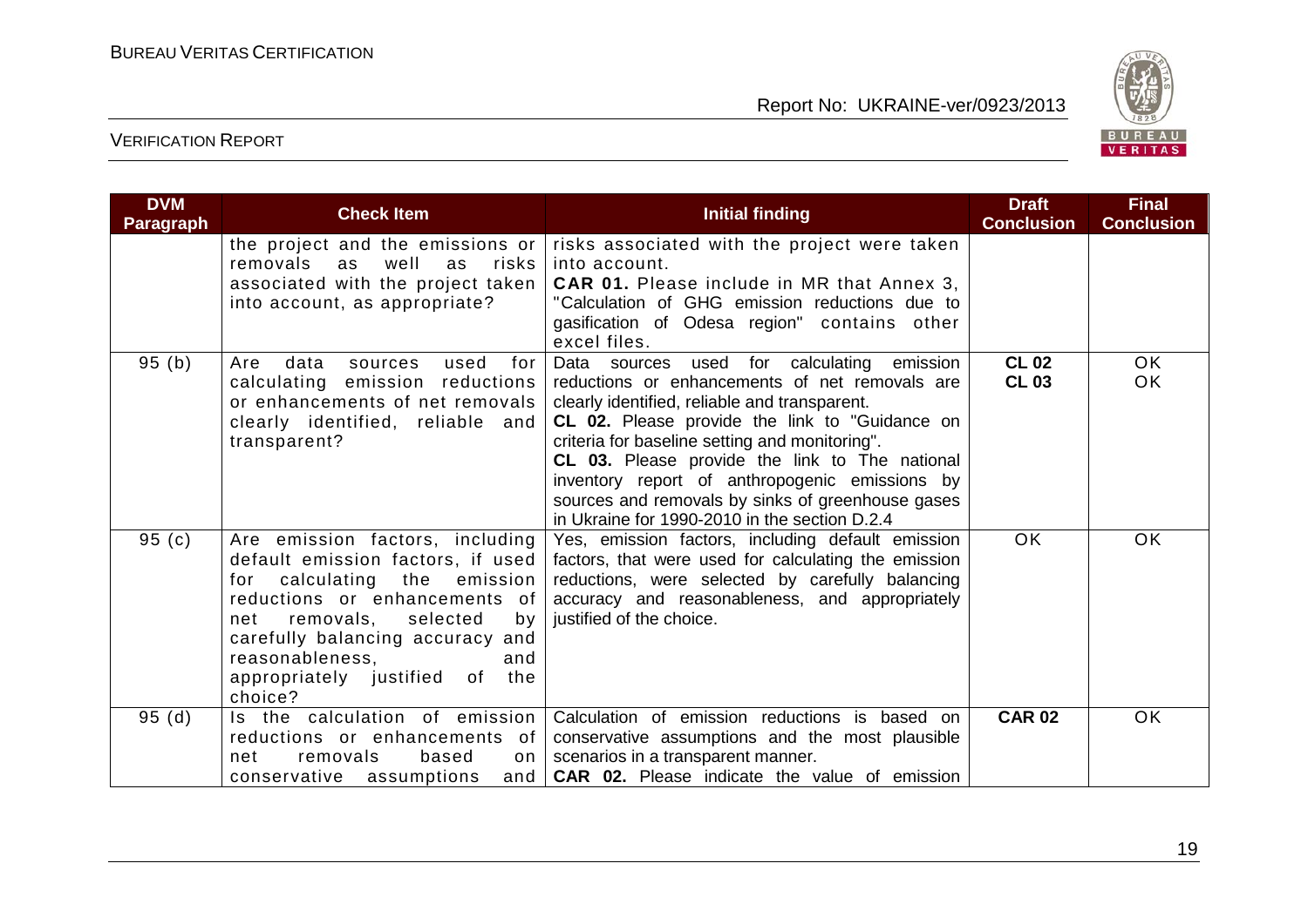| DVM Paragraph | Check Item | Initial finding | Draft Conclusion | Final Conclusion |
|---|---|---|---|---|
| | the project and the emissions or removals as well as risks associated with the project taken into account, as appropriate? | risks associated with the project were taken into account.<br>**CAR 01.** Please include in MR that Annex 3, "Calculation of GHG emission reductions due to gasification of Odesa region" contains other excel files. | | |
| 95 (b) | Are data sources used for calculating emission reductions or enhancements of net removals clearly identified, reliable and transparent? | Data sources used for calculating emission reductions or enhancements of net removals are clearly identified, reliable and transparent.<br>**CL 02.** Please provide the link to "Guidance on criteria for baseline setting and monitoring".<br>**CL 03.** Please provide the link to The national inventory report of anthropogenic emissions by sources and removals by sinks of greenhouse gases in Ukraine for 1990-2010 in the section D.2.4 | **CL 02**<br>**CL 03** | OK<br>OK |
| 95 (c) | Are emission factors, including default emission factors, if used for calculating the emission reductions or enhancements of net removals, selected by carefully balancing accuracy and reasonableness, and appropriately justified of the choice? | Yes, emission factors, including default emission factors, that were used for calculating the emission reductions, were selected by carefully balancing accuracy and reasonableness, and appropriately justified of the choice. | OK | OK |
| 95 (d) | Is the calculation of emission reductions or enhancements of net removals based on conservative assumptions and | Calculation of emission reductions is based on conservative assumptions and the most plausible scenarios in a transparent manner.<br>**CAR 02.** Please indicate the value of emission | **CAR 02** | OK |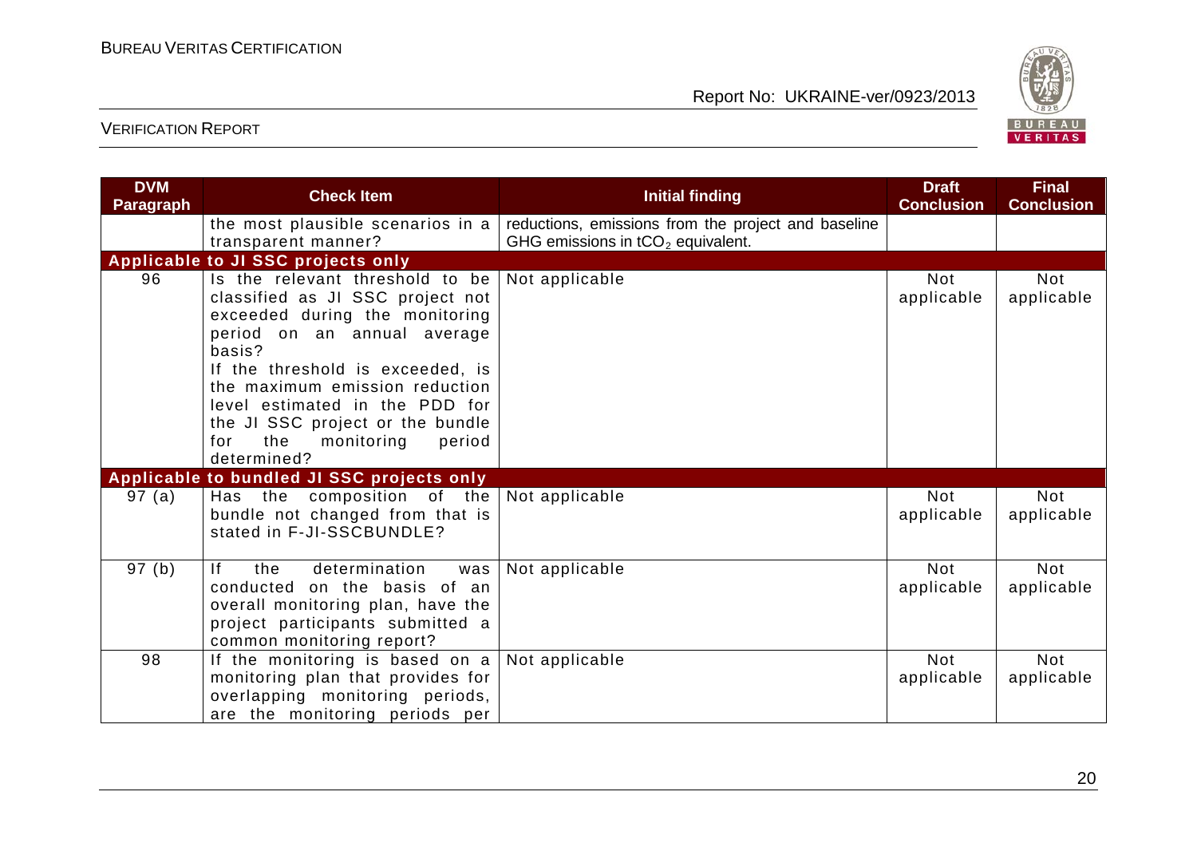| DVM Paragraph | Check Item | Initial finding | Draft Conclusion | Final Conclusion |
|---|---|---|---|---|
| | the most plausible scenarios in a transparent manner? | reductions, emissions from the project and baseline GHG emissions in $tCO_2$ equivalent. | | |
| **Applicable to JI SSC projects only** | | | | |
| 96 | Is the relevant threshold to be classified as JI SSC project not exceeded during the monitoring period on an annual average basis?<br>If the threshold is exceeded, is the maximum emission reduction level estimated in the PDD for the JI SSC project or the bundle for the monitoring period determined? | Not applicable | Not applicable | Not applicable |
| **Applicable to bundled JI SSC projects only** | | | | |
| 97 (a) | Has the composition of the bundle not changed from that is stated in F-JI-SSCBUNDLE? | Not applicable | Not applicable | Not applicable |
| 97 (b) | If the determination was conducted on the basis of an overall monitoring plan, have the project participants submitted a common monitoring report? | Not applicable | Not applicable | Not applicable |
| 98 | If the monitoring is based on a monitoring plan that provides for overlapping monitoring periods, are the monitoring periods per | Not applicable | Not applicable | Not applicable |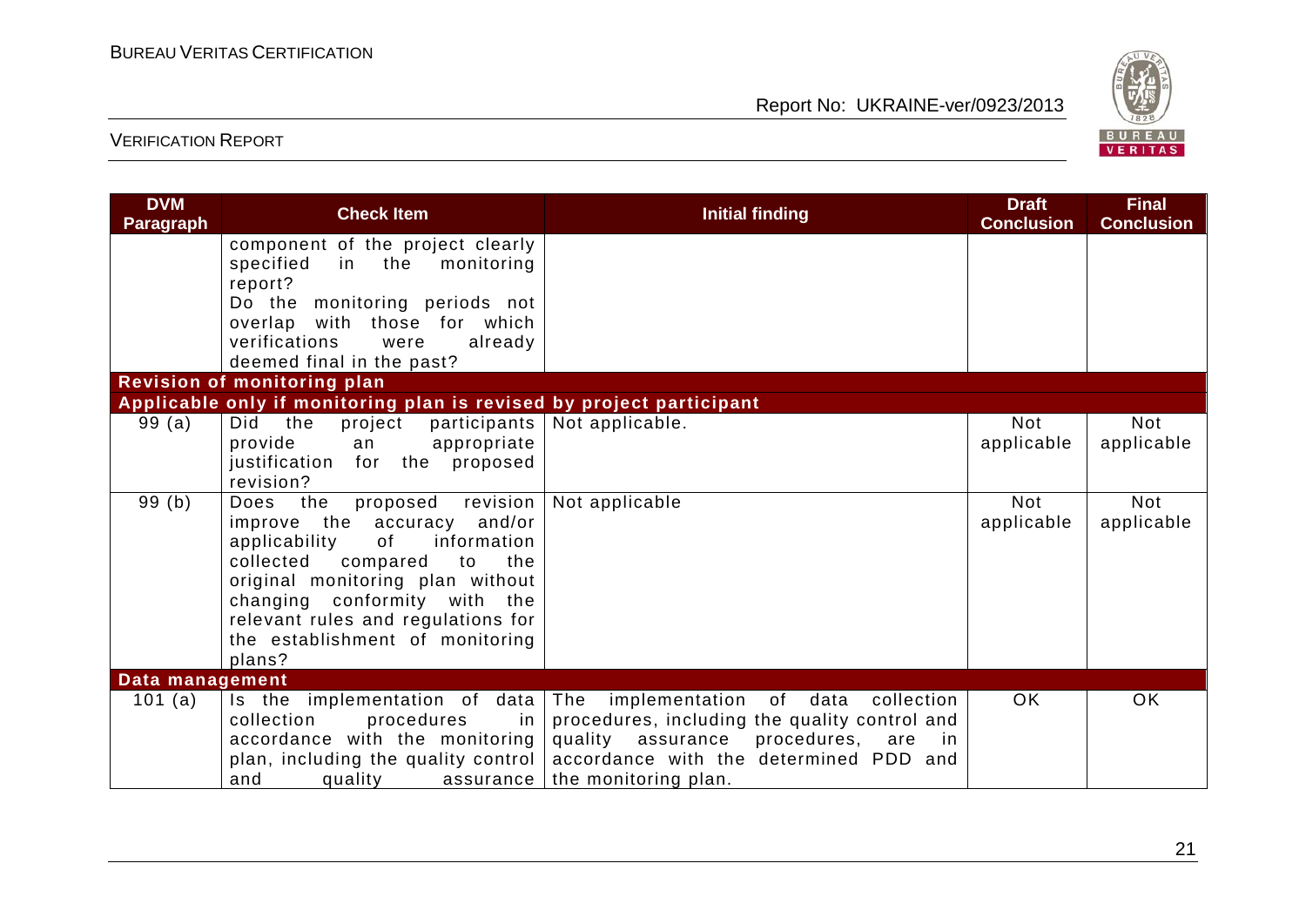| DVM Paragraph | Check Item | Initial finding | Draft Conclusion | Final Conclusion |
|---|---|---|---|---|
| | component of the project clearly specified in the monitoring report? Do the monitoring periods not overlap with those for which verifications were already deemed final in the past? | | | |
| **Revision of monitoring plan** | | | | |
| **Applicable only if monitoring plan is revised by project participant** | | | | |
| 99 (a) | Did the project participants provide an appropriate justification for the proposed revision? | Not applicable. | Not applicable | Not applicable |
| 99 (b) | Does the proposed revision improve the accuracy and/or applicability of information collected compared to the original monitoring plan without changing conformity with the relevant rules and regulations for the establishment of monitoring plans? | Not applicable | Not applicable | Not applicable |
| **Data management** | | | | |
| 101 (a) | Is the implementation of data collection procedures in accordance with the monitoring plan, including the quality control and quality assurance | The implementation of data collection procedures, including the quality control and quality assurance procedures, are in accordance with the determined PDD and the monitoring plan. | OK | OK |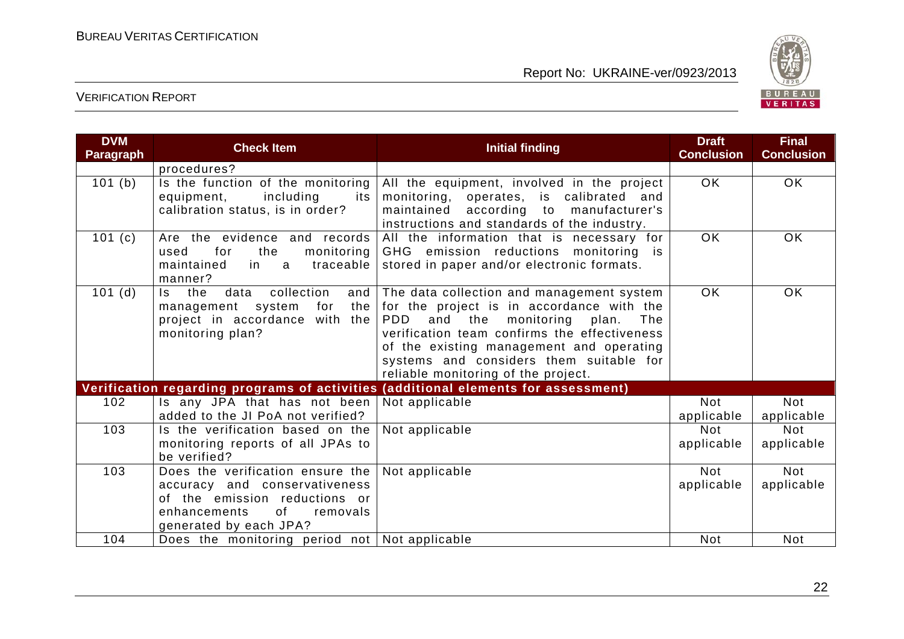| DVM Paragraph | Check Item | Initial finding | Draft Conclusion | Final Conclusion |
|---|---|---|---|---|
| | procedures? | | | |
| 101 (b) | Is the function of the monitoring equipment, including its calibration status, is in order? | All the equipment, involved in the project monitoring, operates, is calibrated and maintained according to manufacturer's instructions and standards of the industry. | OK | OK |
| 101 (c) | Are the evidence and records used for the monitoring maintained in a traceable manner? | All the information that is necessary for GHG emission reductions monitoring is stored in paper and/or electronic formats. | OK | OK |
| 101 (d) | Is the data collection and management system for the project in accordance with the monitoring plan? | The data collection and management system for the project is in accordance with the PDD and the monitoring plan. The verification team confirms the effectiveness of the existing management and operating systems and considers them suitable for reliable monitoring of the project. | OK | OK |
| **Verification regarding programs of activities (additional elements for assessment)** | | | | |
| 102 | Is any JPA that has not been added to the JI PoA not verified? | Not applicable | Not applicable | Not applicable |
| 103 | Is the verification based on the monitoring reports of all JPAs to be verified? | Not applicable | Not applicable | Not applicable |
| 103 | Does the verification ensure the accuracy and conservativeness of the emission reductions or enhancements of removals generated by each JPA? | Not applicable | Not applicable | Not applicable |
| 104 | Does the monitoring period not | Not applicable | Not | Not |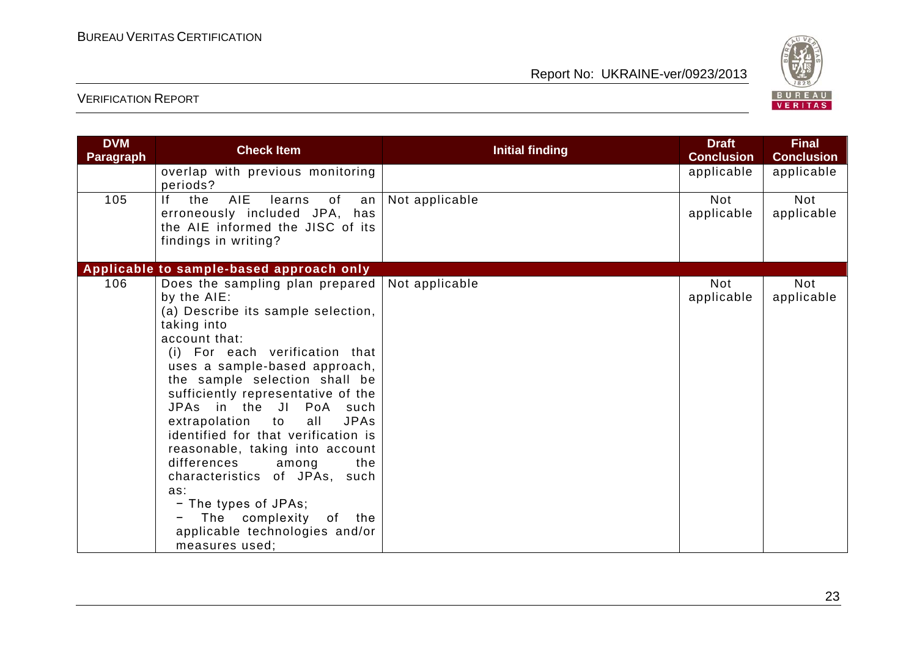| DVM Paragraph | Check Item | Initial finding | Draft Conclusion | Final Conclusion |
|---|---|---|---|---|
| | overlap with previous monitoring periods? | | applicable | applicable |
| 105 | If the AIE learns of an erroneously included JPA, has the AIE informed the JISC of its findings in writing? | Not applicable | Not applicable | Not applicable |
| **Applicable to sample-based approach only** | | | | |
| 106 | Does the sampling plan prepared by the AIE:<br>(a) Describe its sample selection, taking into account that:<br>(i) For each verification that uses a sample-based approach, the sample selection shall be sufficiently representative of the JPAs in the JI PoA such extrapolation to all JPAs identified for that verification is reasonable, taking into account differences among the characteristics of JPAs, such as:<br>− The types of JPAs;<br>− The complexity of the applicable technologies and/or measures used; | Not applicable | Not applicable | Not applicable |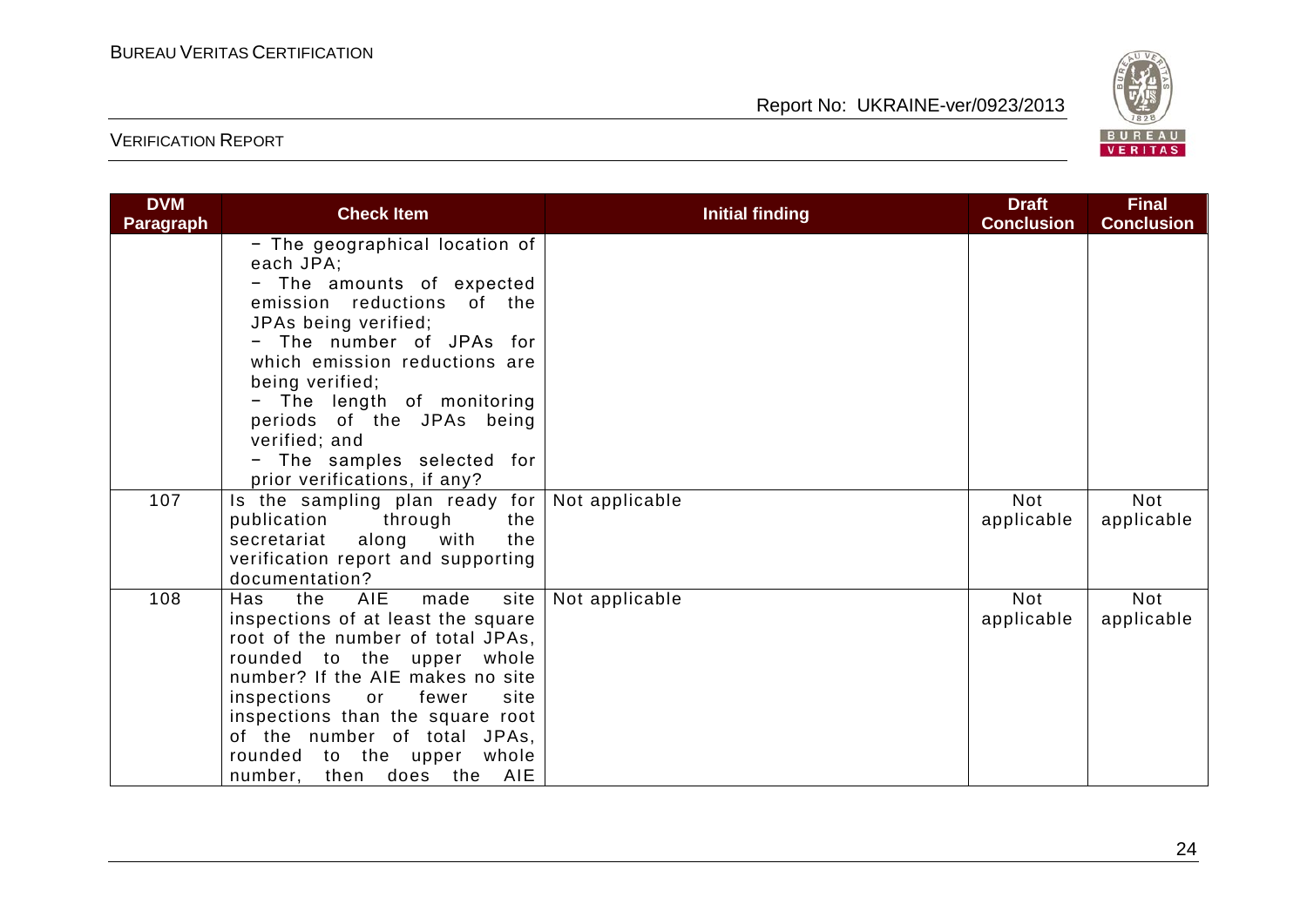| DVM Paragraph | Check Item | Initial finding | Draft Conclusion | Final Conclusion |
|---|---|---|---|---|
| | − The geographical location of each JPA;<br>− The amounts of expected emission reductions of the JPAs being verified;<br>− The number of JPAs for which emission reductions are being verified;<br>− The length of monitoring periods of the JPAs being verified; and<br>− The samples selected for prior verifications, if any? | | | |
| 107 | Is the sampling plan ready for publication through the secretariat along with the verification report and supporting documentation? | Not applicable | Not applicable | Not applicable |
| 108 | Has the AIE made site inspections of at least the square root of the number of total JPAs, rounded to the upper whole number? If the AIE makes no site inspections or fewer site inspections than the square root of the number of total JPAs, rounded to the upper whole number, then does the AIE | Not applicable | Not applicable | Not applicable |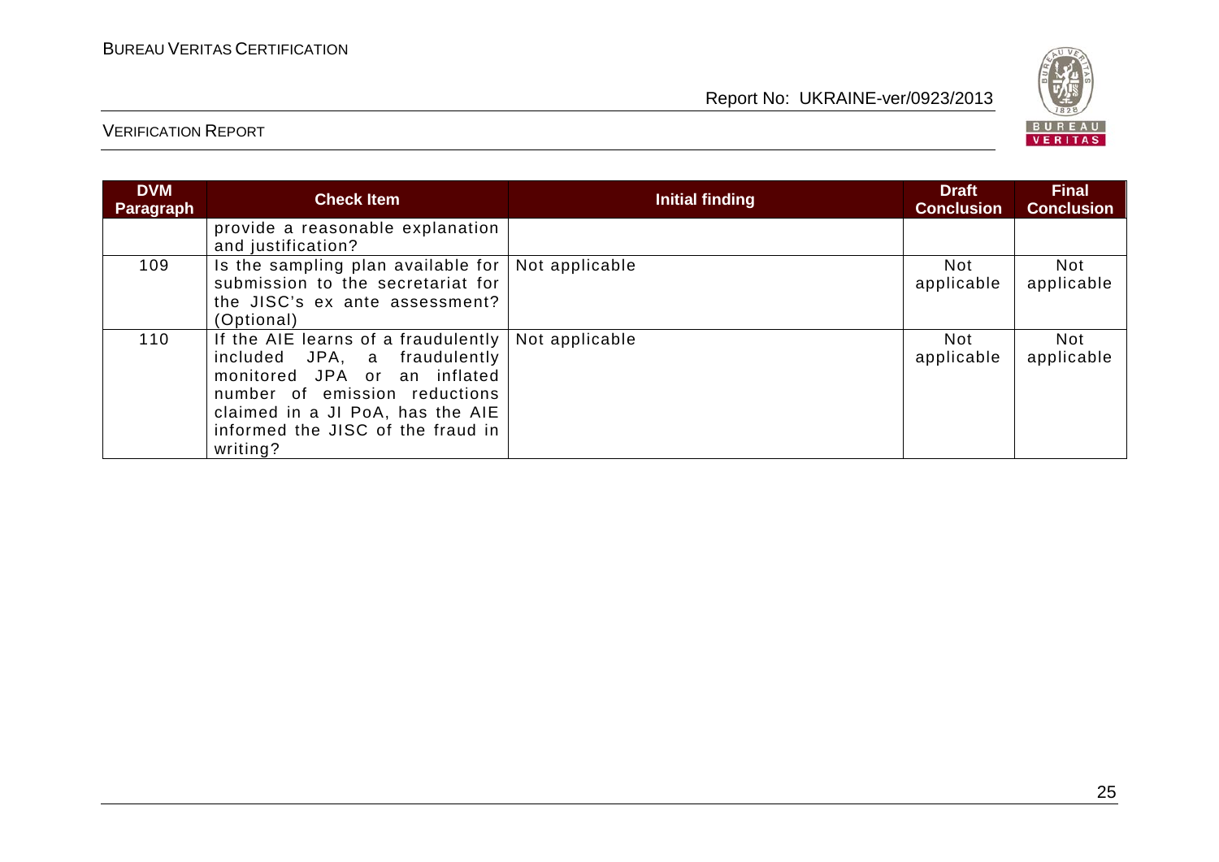| DVM Paragraph | Check Item | Initial finding | Draft Conclusion | Final Conclusion |
|---|---|---|---|---|
| | provide a reasonable explanation and justification? | | | |
| 109 | Is the sampling plan available for submission to the secretariat for the JISC's ex ante assessment? (Optional) | Not applicable | Not applicable | Not applicable |
| 110 | If the AIE learns of a fraudulently included JPA, a fraudulently monitored JPA or an inflated number of emission reductions claimed in a JI PoA, has the AIE informed the JISC of the fraud in writing? | Not applicable | Not applicable | Not applicable |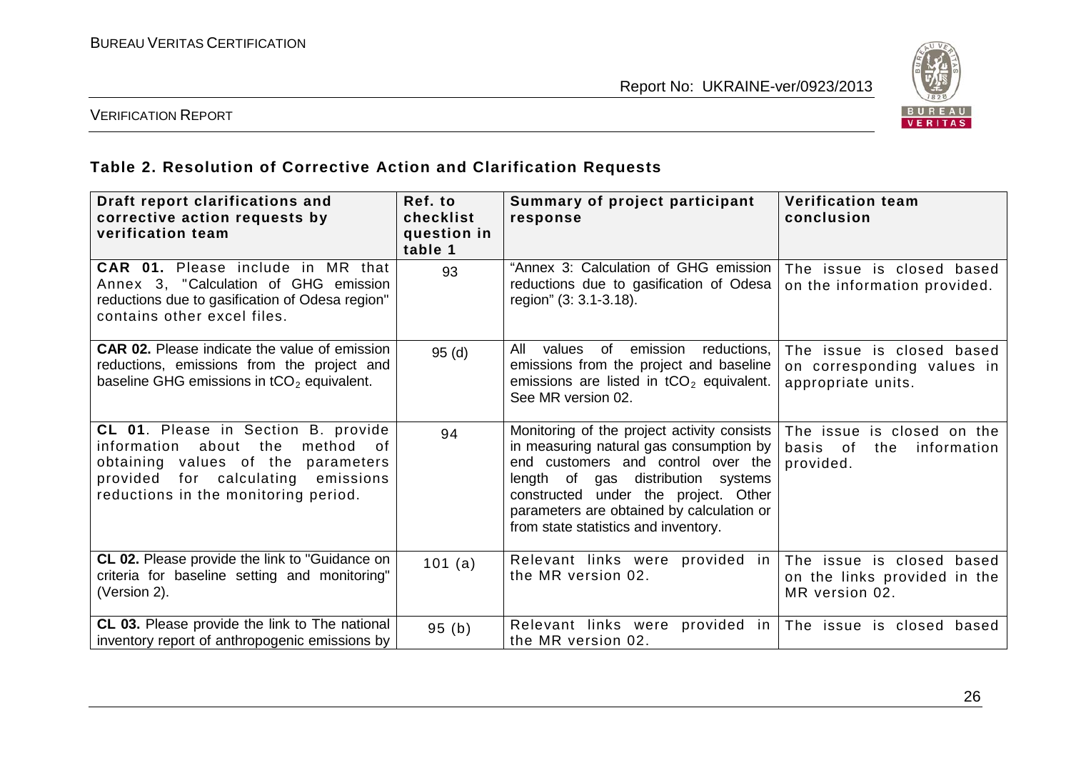### Table 2. Resolution of Corrective Action and Clarification Requests

| Draft report clarifications and corrective action requests by verification team | Ref. to checklist question in table 1 | Summary of project participant response | Verification team conclusion |
|---|---|---|---|
| **CAR 01.** Please include in MR that Annex 3, "Calculation of GHG emission reductions due to gasification of Odesa region" contains other excel files. | 93 | "Annex 3: Calculation of GHG emission reductions due to gasification of Odesa region" (3: 3.1-3.18). | The issue is closed based on the information provided. |
| **CAR 02.** Please indicate the value of emission reductions, emissions from the project and baseline GHG emissions in $tCO_2$ equivalent. | 95 (d) | All values of emission reductions, emissions from the project and baseline emissions are listed in $tCO_2$ equivalent. See MR version 02. | The issue is closed based on corresponding values in appropriate units. |
| **CL 01**. Please in Section B. provide information about the method of obtaining values of the parameters provided for calculating emissions reductions in the monitoring period. | 94 | Monitoring of the project activity consists in measuring natural gas consumption by end customers and control over the length of gas distribution systems constructed under the project. Other parameters are obtained by calculation or from state statistics and inventory. | The issue is closed on the basis of the information provided. |
| **CL 02.** Please provide the link to "Guidance on criteria for baseline setting and monitoring" (Version 2). | 101 (a) | Relevant links were provided in the MR version 02. | The issue is closed based on the links provided in the MR version 02. |
| **CL 03.** Please provide the link to The national inventory report of anthropogenic emissions by | 95 (b) | Relevant links were provided in the MR version 02. | The issue is closed based |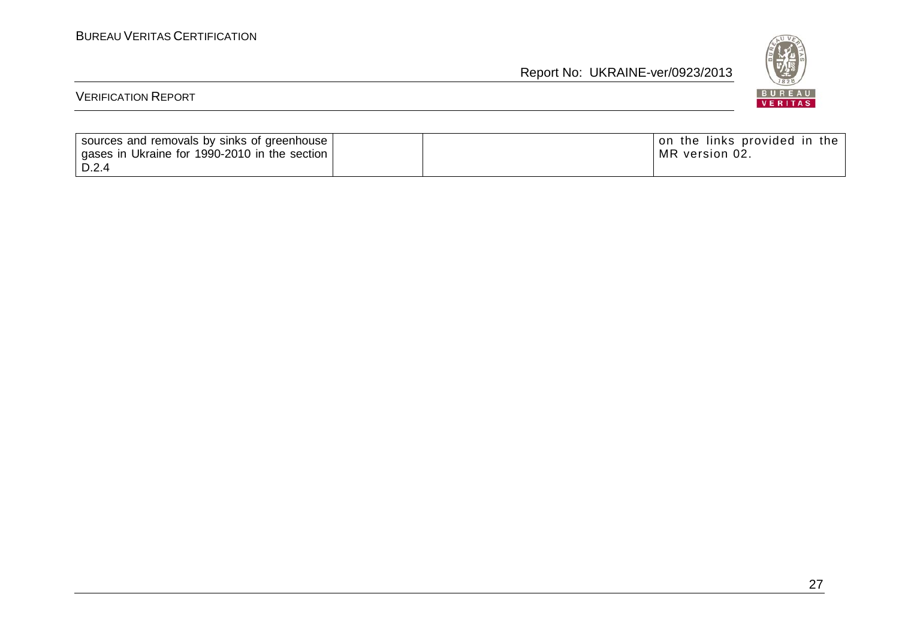| | | | |
|---|---|---|---|
| sources and removals by sinks of greenhouse gases in Ukraine for 1990-2010 in the section D.2.4 | | | on the links provided in the MR version 02. |